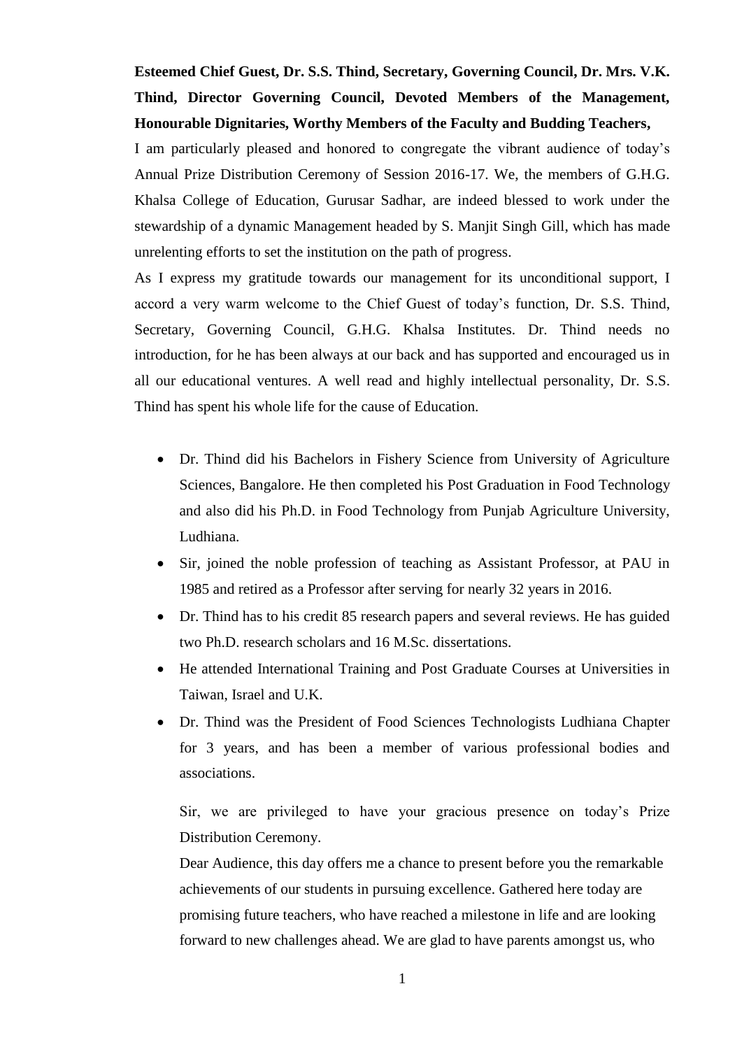**Esteemed Chief Guest, Dr. S.S. Thind, Secretary, Governing Council, Dr. Mrs. V.K. Thind, Director Governing Council, Devoted Members of the Management, Honourable Dignitaries, Worthy Members of the Faculty and Budding Teachers,**

I am particularly pleased and honored to congregate the vibrant audience of today's Annual Prize Distribution Ceremony of Session 2016-17. We, the members of G.H.G. Khalsa College of Education, Gurusar Sadhar, are indeed blessed to work under the stewardship of a dynamic Management headed by S. Manjit Singh Gill, which has made unrelenting efforts to set the institution on the path of progress.

As I express my gratitude towards our management for its unconditional support, I accord a very warm welcome to the Chief Guest of today's function, Dr. S.S. Thind, Secretary, Governing Council, G.H.G. Khalsa Institutes. Dr. Thind needs no introduction, for he has been always at our back and has supported and encouraged us in all our educational ventures. A well read and highly intellectual personality, Dr. S.S. Thind has spent his whole life for the cause of Education.

- Dr. Thind did his Bachelors in Fishery Science from University of Agriculture Sciences, Bangalore. He then completed his Post Graduation in Food Technology and also did his Ph.D. in Food Technology from Punjab Agriculture University, Ludhiana.
- Sir, joined the noble profession of teaching as Assistant Professor, at PAU in 1985 and retired as a Professor after serving for nearly 32 years in 2016.
- Dr. Thind has to his credit 85 research papers and several reviews. He has guided two Ph.D. research scholars and 16 M.Sc. dissertations.
- He attended International Training and Post Graduate Courses at Universities in Taiwan, Israel and U.K.
- Dr. Thind was the President of Food Sciences Technologists Ludhiana Chapter for 3 years, and has been a member of various professional bodies and associations.

Sir, we are privileged to have your gracious presence on today's Prize Distribution Ceremony.

Dear Audience, this day offers me a chance to present before you the remarkable achievements of our students in pursuing excellence. Gathered here today are promising future teachers, who have reached a milestone in life and are looking forward to new challenges ahead. We are glad to have parents amongst us, who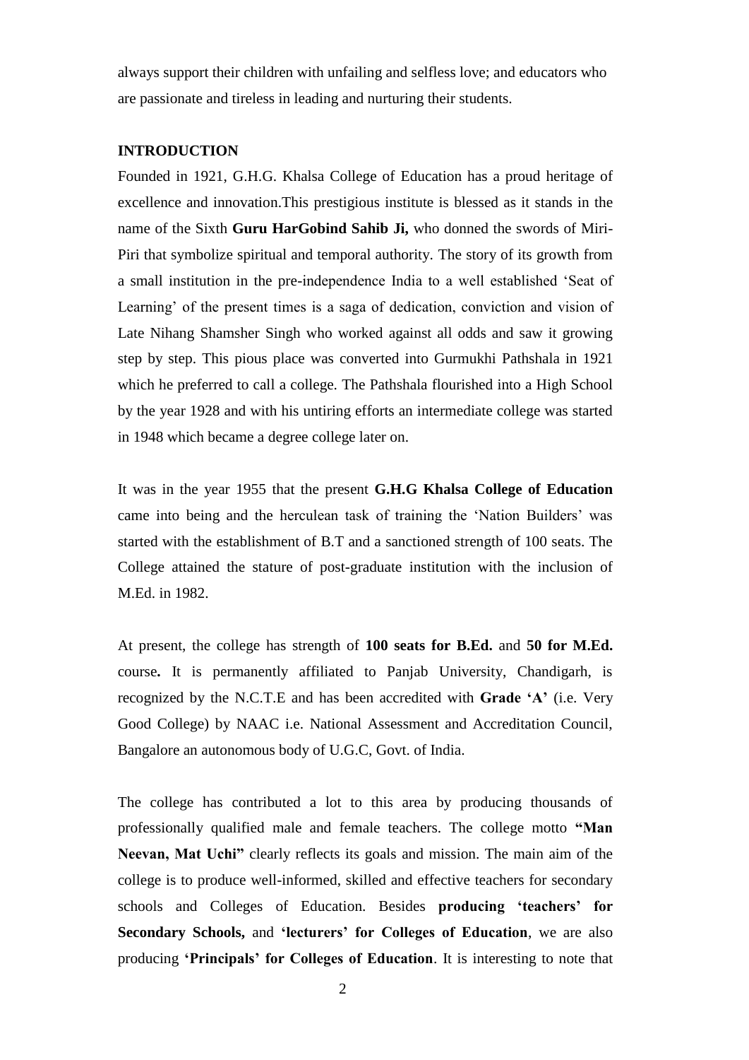always support their children with unfailing and selfless love; and educators who are passionate and tireless in leading and nurturing their students.

## INTRODUCTION

Founded in 1921, G.H.G. Khalsa College of Education has a proud heritage of excellence and innovation.This prestigious institute is blessed as it stands in the name of the Sixth **Guru HarGobind Sahib Ji,** who donned the swords of Miri-Piri that symbolize spiritual and temporal authority. The story of its growth from a small institution in the pre-independence India to a well established 'Seat of Learning' of the present times is a saga of dedication, conviction and vision of Late Nihang Shamsher Singh who worked against all odds and saw it growing step by step. This pious place was converted into Gurmukhi Pathshala in 1921 which he preferred to call a college. The Pathshala flourished into a High School by the year 1928 and with his untiring efforts an intermediate college was started in 1948 which became a degree college later on.

It was in the year 1955 that the present **G.H.G Khalsa College of Education** came into being and the herculean task of training the 'Nation Builders' was started with the establishment of B.T and a sanctioned strength of 100 seats. The College attained the stature of post-graduate institution with the inclusion of M.Ed. in 1982.

At present, the college has strength of **100 seats for B.Ed.** and **50 for M.Ed.** course**.** It is permanently affiliated to Panjab University, Chandigarh, is recognized by the N.C.T.E and has been accredited with **Grade 'A'** (i.e. Very Good College) by NAAC i.e. National Assessment and Accreditation Council, Bangalore an autonomous body of U.G.C, Govt. of India.

The college has contributed a lot to this area by producing thousands of professionally qualified male and female teachers. The college motto **"Man Neevan, Mat Uchi"** clearly reflects its goals and mission. The main aim of the college is to produce well-informed, skilled and effective teachers for secondary schools and Colleges of Education. Besides **producing 'teachers' for Secondary Schools,** and **'lecturers' for Colleges of Education**, we are also producing **'Principals' for Colleges of Education**. It is interesting to note that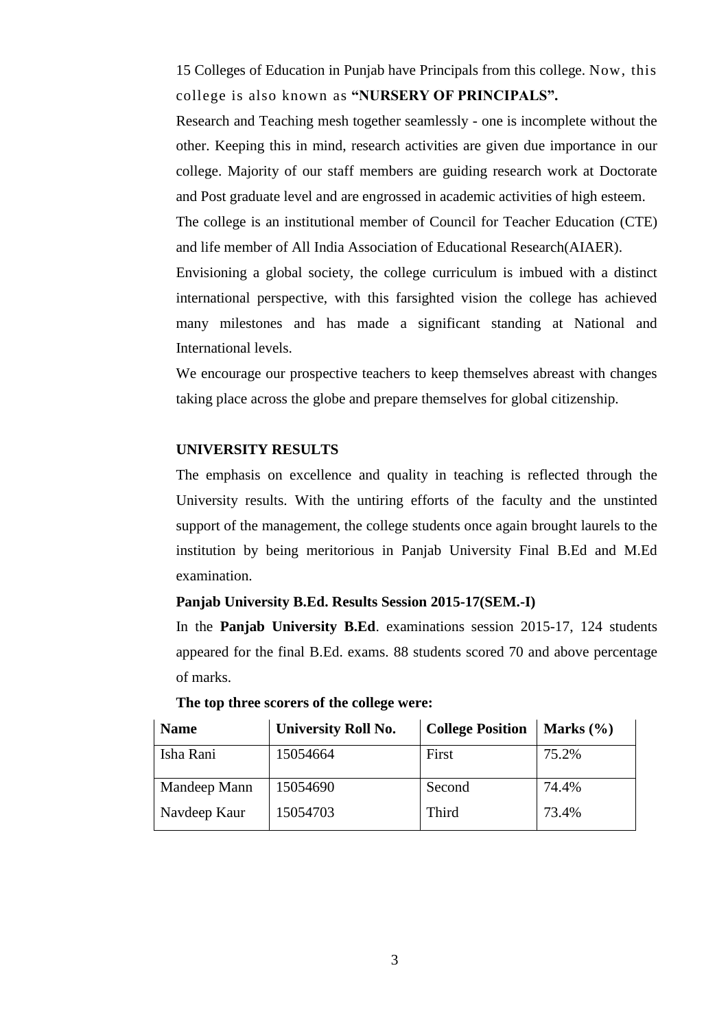15 Colleges of Education in Punjab have Principals from this college. Now, this college is also known as **"NURSERY OF PRINCIPALS".**

Research and Teaching mesh together seamlessly - one is incomplete without the other. Keeping this in mind, research activities are given due importance in our college. Majority of our staff members are guiding research work at Doctorate and Post graduate level and are engrossed in academic activities of high esteem.

The college is an institutional member of Council for Teacher Education (CTE) and life member of All India Association of Educational Research(AIAER).

Envisioning a global society, the college curriculum is imbued with a distinct international perspective, with this farsighted vision the college has achieved many milestones and has made a significant standing at National and International levels.

We encourage our prospective teachers to keep themselves abreast with changes taking place across the globe and prepare themselves for global citizenship.

## UNIVERSITY RESULTS

The emphasis on excellence and quality in teaching is reflected through the University results. With the untiring efforts of the faculty and the unstinted support of the management, the college students once again brought laurels to the institution by being meritorious in Panjab University Final B.Ed and M.Ed examination.

### Panjab University B.Ed. Results Session 2015-17(SEM.-I)

In the **Panjab University B.Ed**. examinations session 2015-17, 124 students appeared for the final B.Ed. exams. 88 students scored 70 and above percentage of marks.

**The top three scorers of the college were:**

| Name | University Roll No. | College Position | Marks (%) |
|---|---|---|---|
| Isha Rani | 15054664 | First | 75.2% |
| Mandeep Mann | 15054690 | Second | 74.4% |
| Navdeep Kaur | 15054703 | Third | 73.4% |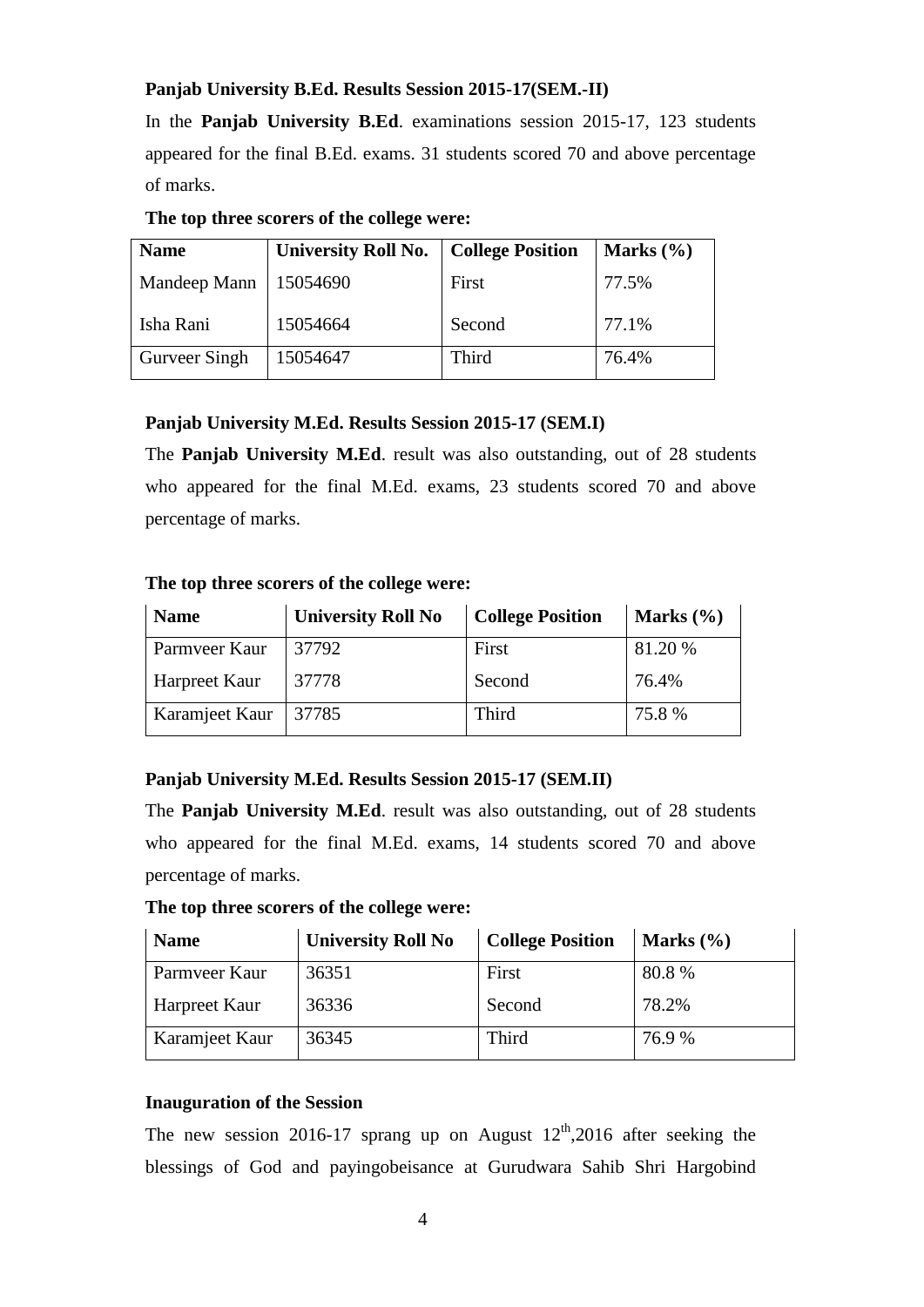**Panjab University B.Ed. Results Session 2015-17(SEM.-II)**

In the **Panjab University B.Ed**. examinations session 2015-17, 123 students appeared for the final B.Ed. exams. 31 students scored 70 and above percentage of marks.

**The top three scorers of the college were:**

| Name | University Roll No. | College Position | Marks (%) |
|---|---|---|---|
| Mandeep Mann | 15054690 | First | 77.5% |
| Isha Rani | 15054664 | Second | 77.1% |
| Gurveer Singh | 15054647 | Third | 76.4% |

**Panjab University M.Ed. Results Session 2015-17 (SEM.I)**

The **Panjab University M.Ed**. result was also outstanding, out of 28 students who appeared for the final M.Ed. exams, 23 students scored 70 and above percentage of marks.

**The top three scorers of the college were:**

| Name | University Roll No | College Position | Marks (%) |
|---|---|---|---|
| Parmveer Kaur | 37792 | First | 81.20 % |
| Harpreet Kaur | 37778 | Second | 76.4% |
| Karamjeet Kaur | 37785 | Third | 75.8 % |

**Panjab University M.Ed. Results Session 2015-17 (SEM.II)**

The **Panjab University M.Ed**. result was also outstanding, out of 28 students who appeared for the final M.Ed. exams, 14 students scored 70 and above percentage of marks.

**The top three scorers of the college were:**

| Name | University Roll No | College Position | Marks (%) |
|---|---|---|---|
| Parmveer Kaur | 36351 | First | 80.8 % |
| Harpreet Kaur | 36336 | Second | 78.2% |
| Karamjeet Kaur | 36345 | Third | 76.9 % |

**Inauguration of the Session**

The new session 2016-17 sprang up on August 12th,2016 after seeking the blessings of God and payingobeisance at Gurudwara Sahib Shri Hargobind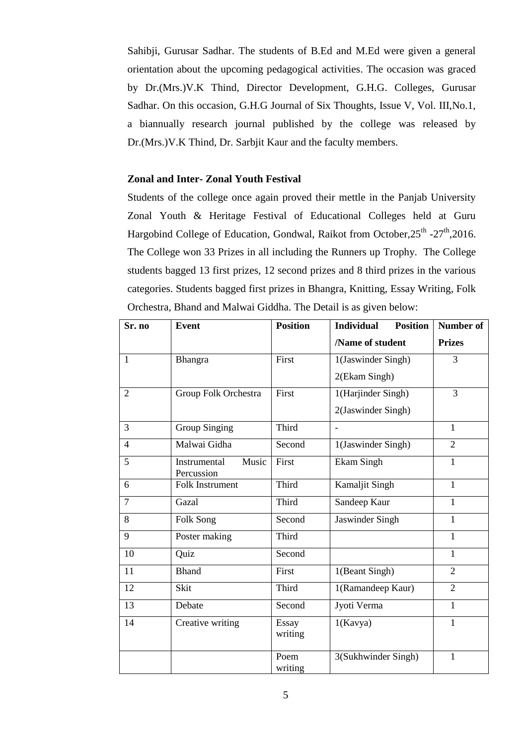Sahibji, Gurusar Sadhar. The students of B.Ed and M.Ed were given a general orientation about the upcoming pedagogical activities. The occasion was graced by Dr.(Mrs.)V.K Thind, Director Development, G.H.G. Colleges, Gurusar Sadhar. On this occasion, G.H.G Journal of Six Thoughts, Issue V, Vol. III,No.1, a biannually research journal published by the college was released by Dr.(Mrs.)V.K Thind, Dr. Sarbjit Kaur and the faculty members.

**Zonal and Inter- Zonal Youth Festival**

Students of the college once again proved their mettle in the Panjab University Zonal Youth & Heritage Festival of Educational Colleges held at Guru Hargobind College of Education, Gondwal, Raikot from October,25th -27th,2016. The College won 33 Prizes in all including the Runners up Trophy. The College students bagged 13 first prizes, 12 second prizes and 8 third prizes in the various categories. Students bagged first prizes in Bhangra, Knitting, Essay Writing, Folk Orchestra, Bhand and Malwai Giddha. The Detail is as given below:

| Sr. no | Event | Position | Individual Position /Name of student | Number of Prizes |
|---|---|---|---|---|
| 1 | Bhangra | First | 1(Jaswinder Singh) 2(Ekam Singh) | 3 |
| 2 | Group Folk Orchestra | First | 1(Harjinder Singh) 2(Jaswinder Singh) | 3 |
| 3 | Group Singing | Third | - | 1 |
| 4 | Malwai Gidha | Second | 1(Jaswinder Singh) | 2 |
| 5 | Instrumental Music Percussion | First | Ekam Singh | 1 |
| 6 | Folk Instrument | Third | Kamaljit Singh | 1 |
| 7 | Gazal | Third | Sandeep Kaur | 1 |
| 8 | Folk Song | Second | Jaswinder Singh | 1 |
| 9 | Poster making | Third | | 1 |
| 10 | Quiz | Second | | 1 |
| 11 | Bhand | First | 1(Beant Singh) | 2 |
| 12 | Skit | Third | 1(Ramandeep Kaur) | 2 |
| 13 | Debate | Second | Jyoti Verma | 1 |
| 14 | Creative writing | Essay writing | 1(Kavya) | 1 |
| | | Poem writing | 3(Sukhwinder Singh) | 1 |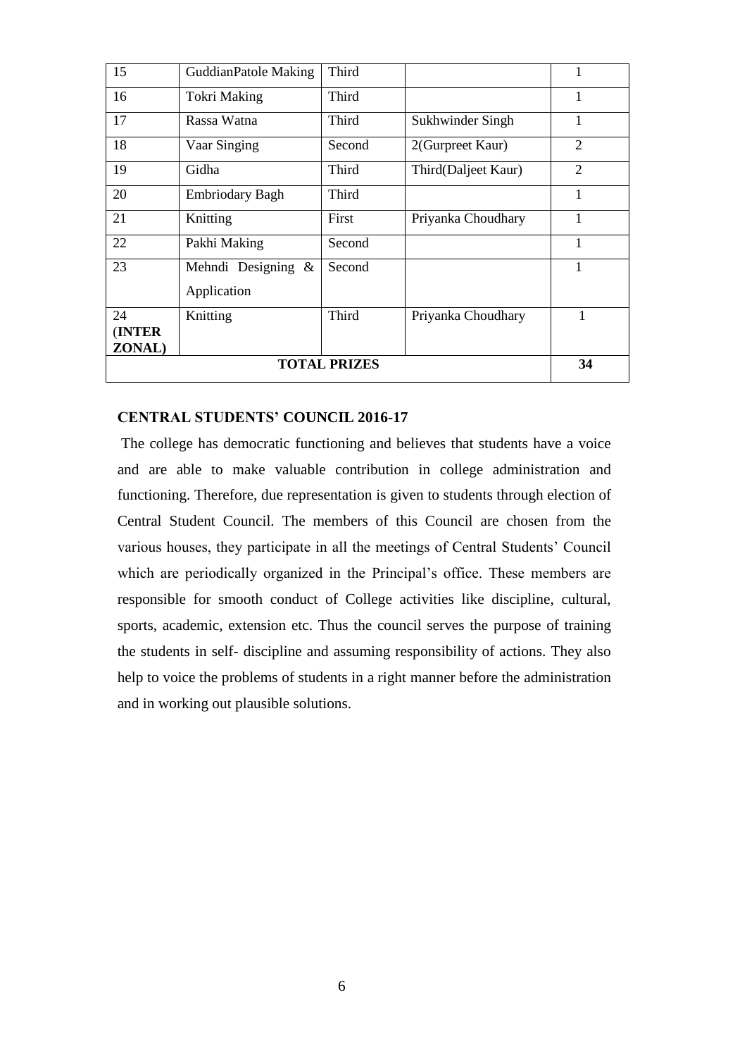| 15 | GuddianPatole Making | Third | | 1 |
|---|---|---|---|---|
| 16 | Tokri Making | Third | | 1 |
| 17 | Rassa Watna | Third | Sukhwinder Singh | 1 |
| 18 | Vaar Singing | Second | 2(Gurpreet Kaur) | 2 |
| 19 | Gidha | Third | Third(Daljeet Kaur) | 2 |
| 20 | Embriodary Bagh | Third | | 1 |
| 21 | Knitting | First | Priyanka Choudhary | 1 |
| 22 | Pakhi Making | Second | | 1 |
| 23 | Mehndi Designing & Application | Second | | 1 |
| 24 (**INTER ZONAL)** | Knitting | Third | Priyanka Choudhary | 1 |
| **TOTAL PRIZES** | | | | **34** |

**CENTRAL STUDENTS' COUNCIL 2016-17**

The college has democratic functioning and believes that students have a voice and are able to make valuable contribution in college administration and functioning. Therefore, due representation is given to students through election of Central Student Council. The members of this Council are chosen from the various houses, they participate in all the meetings of Central Students' Council which are periodically organized in the Principal's office. These members are responsible for smooth conduct of College activities like discipline, cultural, sports, academic, extension etc. Thus the council serves the purpose of training the students in self- discipline and assuming responsibility of actions. They also help to voice the problems of students in a right manner before the administration and in working out plausible solutions.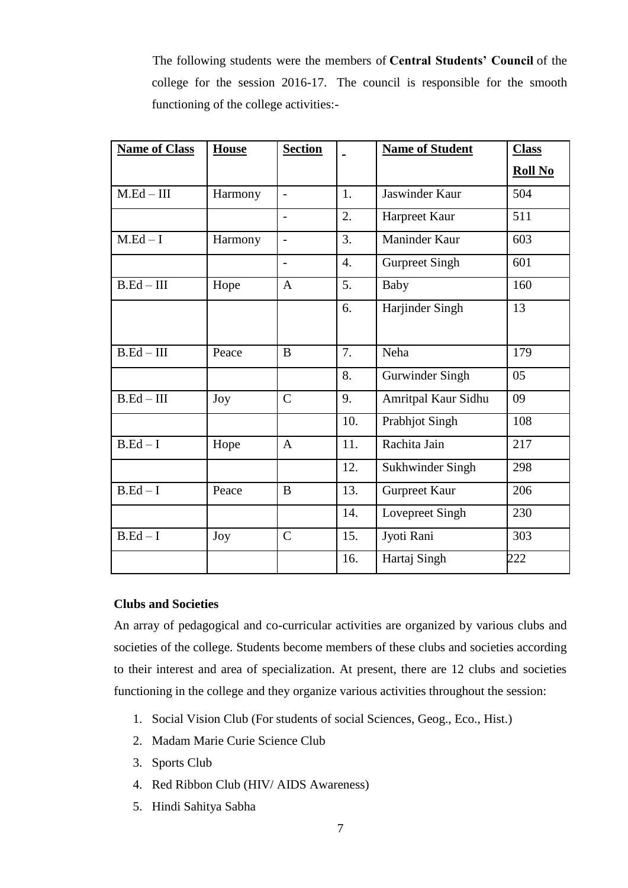The following students were the members of **Central Students' Council** of the college for the session 2016-17. The council is responsible for the smooth functioning of the college activities:-

| **Name of Class** | **House** | **Section** | | **Name of Student** | **Class Roll No** |
|---|---|---|---|---|---|
| M.Ed – III | Harmony | - | 1. | Jaswinder Kaur | 504 |
| | | - | 2. | Harpreet Kaur | 511 |
| M.Ed – I | Harmony | - | 3. | Maninder Kaur | 603 |
| | | - | 4. | Gurpreet Singh | 601 |
| B.Ed – III | Hope | A | 5. | Baby | 160 |
| | | | 6. | Harjinder Singh | 13 |
| B.Ed – III | Peace | B | 7. | Neha | 179 |
| | | | 8. | Gurwinder Singh | 05 |
| B.Ed – III | Joy | C | 9. | Amritpal Kaur Sidhu | 09 |
| | | | 10. | Prabhjot Singh | 108 |
| B.Ed – I | Hope | A | 11. | Rachita Jain | 217 |
| | | | 12. | Sukhwinder Singh | 298 |
| B.Ed – I | Peace | B | 13. | Gurpreet Kaur | 206 |
| | | | 14. | Lovepreet Singh | 230 |
| B.Ed – I | Joy | C | 15. | Jyoti Rani | 303 |
| | | | 16. | Hartaj Singh | 222 |

**Clubs and Societies**

An array of pedagogical and co-curricular activities are organized by various clubs and societies of the college. Students become members of these clubs and societies according to their interest and area of specialization. At present, there are 12 clubs and societies functioning in the college and they organize various activities throughout the session:

1. Social Vision Club (For students of social Sciences, Geog., Eco., Hist.)
2. Madam Marie Curie Science Club
3. Sports Club
4. Red Ribbon Club (HIV/ AIDS Awareness)
5. Hindi Sahitya Sabha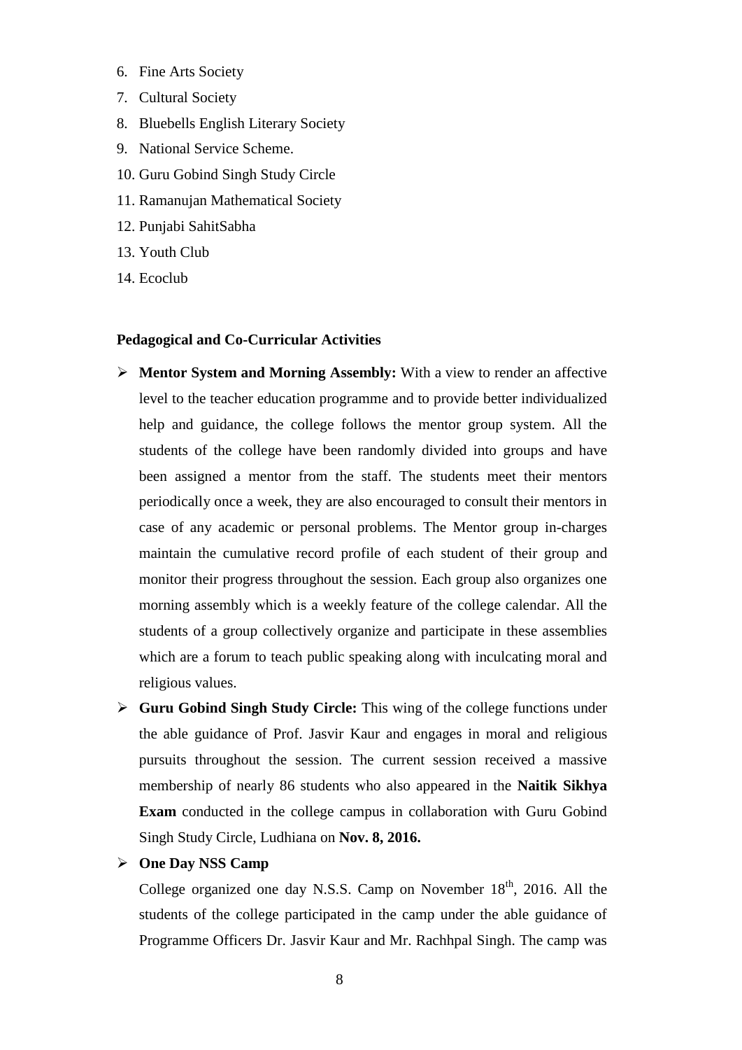6. Fine Arts Society
7. Cultural Society
8. Bluebells English Literary Society
9. National Service Scheme.
10. Guru Gobind Singh Study Circle
11. Ramanujan Mathematical Society
12. Punjabi SahitSabha
13. Youth Club
14. Ecoclub

**Pedagogical and Co-Curricular Activities**

- **Mentor System and Morning Assembly:** With a view to render an affective level to the teacher education programme and to provide better individualized help and guidance, the college follows the mentor group system. All the students of the college have been randomly divided into groups and have been assigned a mentor from the staff. The students meet their mentors periodically once a week, they are also encouraged to consult their mentors in case of any academic or personal problems. The Mentor group in-charges maintain the cumulative record profile of each student of their group and monitor their progress throughout the session. Each group also organizes one morning assembly which is a weekly feature of the college calendar. All the students of a group collectively organize and participate in these assemblies which are a forum to teach public speaking along with inculcating moral and religious values.
- **Guru Gobind Singh Study Circle:** This wing of the college functions under the able guidance of Prof. Jasvir Kaur and engages in moral and religious pursuits throughout the session. The current session received a massive membership of nearly 86 students who also appeared in the **Naitik Sikhya Exam** conducted in the college campus in collaboration with Guru Gobind Singh Study Circle, Ludhiana on **Nov. 8, 2016.**
- **One Day NSS Camp**

  College organized one day N.S.S. Camp on November 18th, 2016. All the students of the college participated in the camp under the able guidance of Programme Officers Dr. Jasvir Kaur and Mr. Rachhpal Singh. The camp was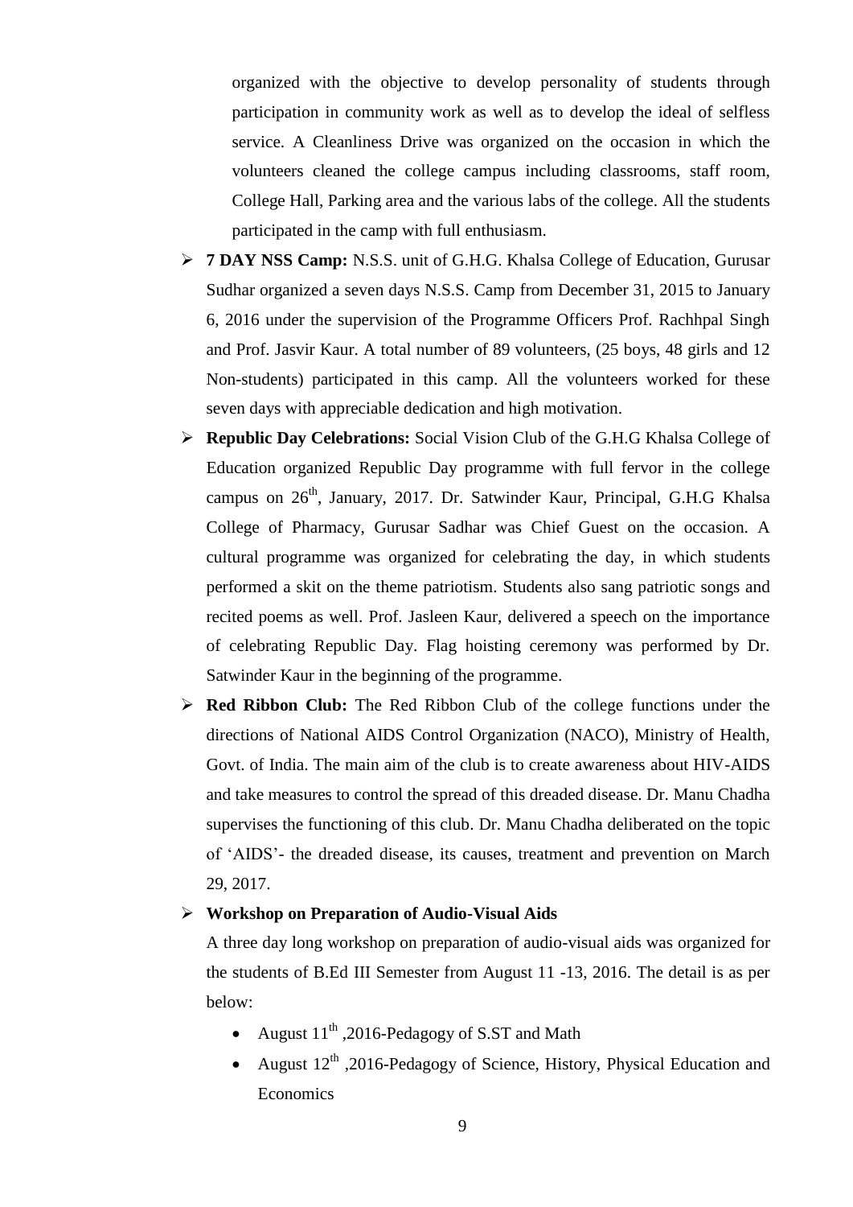organized with the objective to develop personality of students through participation in community work as well as to develop the ideal of selfless service. A Cleanliness Drive was organized on the occasion in which the volunteers cleaned the college campus including classrooms, staff room, College Hall, Parking area and the various labs of the college. All the students participated in the camp with full enthusiasm.

- **7 DAY NSS Camp:** N.S.S. unit of G.H.G. Khalsa College of Education, Gurusar Sudhar organized a seven days N.S.S. Camp from December 31, 2015 to January 6, 2016 under the supervision of the Programme Officers Prof. Rachhpal Singh and Prof. Jasvir Kaur. A total number of 89 volunteers, (25 boys, 48 girls and 12 Non-students) participated in this camp. All the volunteers worked for these seven days with appreciable dedication and high motivation.
- **Republic Day Celebrations:** Social Vision Club of the G.H.G Khalsa College of Education organized Republic Day programme with full fervor in the college campus on 26th, January, 2017. Dr. Satwinder Kaur, Principal, G.H.G Khalsa College of Pharmacy, Gurusar Sadhar was Chief Guest on the occasion. A cultural programme was organized for celebrating the day, in which students performed a skit on the theme patriotism. Students also sang patriotic songs and recited poems as well. Prof. Jasleen Kaur, delivered a speech on the importance of celebrating Republic Day. Flag hoisting ceremony was performed by Dr. Satwinder Kaur in the beginning of the programme.
- **Red Ribbon Club:** The Red Ribbon Club of the college functions under the directions of National AIDS Control Organization (NACO), Ministry of Health, Govt. of India. The main aim of the club is to create awareness about HIV-AIDS and take measures to control the spread of this dreaded disease. Dr. Manu Chadha supervises the functioning of this club. Dr. Manu Chadha deliberated on the topic of 'AIDS'- the dreaded disease, its causes, treatment and prevention on March 29, 2017.
- **Workshop on Preparation of Audio-Visual Aids**

  A three day long workshop on preparation of audio-visual aids was organized for the students of B.Ed III Semester from August 11 -13, 2016. The detail is as per below:

  - August 11th ,2016-Pedagogy of S.ST and Math
  - August 12th ,2016-Pedagogy of Science, History, Physical Education and Economics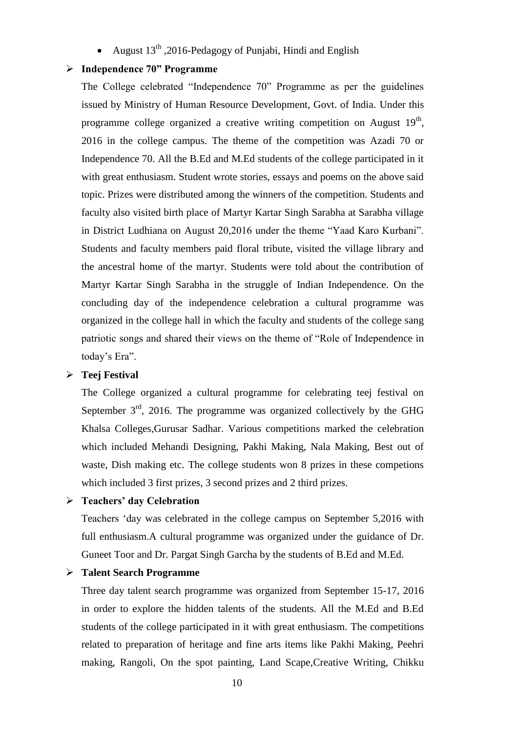- August 13th ,2016-Pedagogy of Punjabi, Hindi and English

- **Independence 70" Programme**

  The College celebrated "Independence 70" Programme as per the guidelines issued by Ministry of Human Resource Development, Govt. of India. Under this programme college organized a creative writing competition on August 19th, 2016 in the college campus. The theme of the competition was Azadi 70 or Independence 70. All the B.Ed and M.Ed students of the college participated in it with great enthusiasm. Student wrote stories, essays and poems on the above said topic. Prizes were distributed among the winners of the competition. Students and faculty also visited birth place of Martyr Kartar Singh Sarabha at Sarabha village in District Ludhiana on August 20,2016 under the theme "Yaad Karo Kurbani". Students and faculty members paid floral tribute, visited the village library and the ancestral home of the martyr. Students were told about the contribution of Martyr Kartar Singh Sarabha in the struggle of Indian Independence. On the concluding day of the independence celebration a cultural programme was organized in the college hall in which the faculty and students of the college sang patriotic songs and shared their views on the theme of "Role of Independence in today's Era".

- **Teej Festival**

  The College organized a cultural programme for celebrating teej festival on September 3rd, 2016. The programme was organized collectively by the GHG Khalsa Colleges,Gurusar Sadhar. Various competitions marked the celebration which included Mehandi Designing, Pakhi Making, Nala Making, Best out of waste, Dish making etc. The college students won 8 prizes in these competions which included 3 first prizes, 3 second prizes and 2 third prizes.

- **Teachers' day Celebration**

  Teachers 'day was celebrated in the college campus on September 5,2016 with full enthusiasm.A cultural programme was organized under the guidance of Dr. Guneet Toor and Dr. Pargat Singh Garcha by the students of B.Ed and M.Ed.

- **Talent Search Programme**

  Three day talent search programme was organized from September 15-17, 2016 in order to explore the hidden talents of the students. All the M.Ed and B.Ed students of the college participated in it with great enthusiasm. The competitions related to preparation of heritage and fine arts items like Pakhi Making, Peehri making, Rangoli, On the spot painting, Land Scape,Creative Writing, Chikku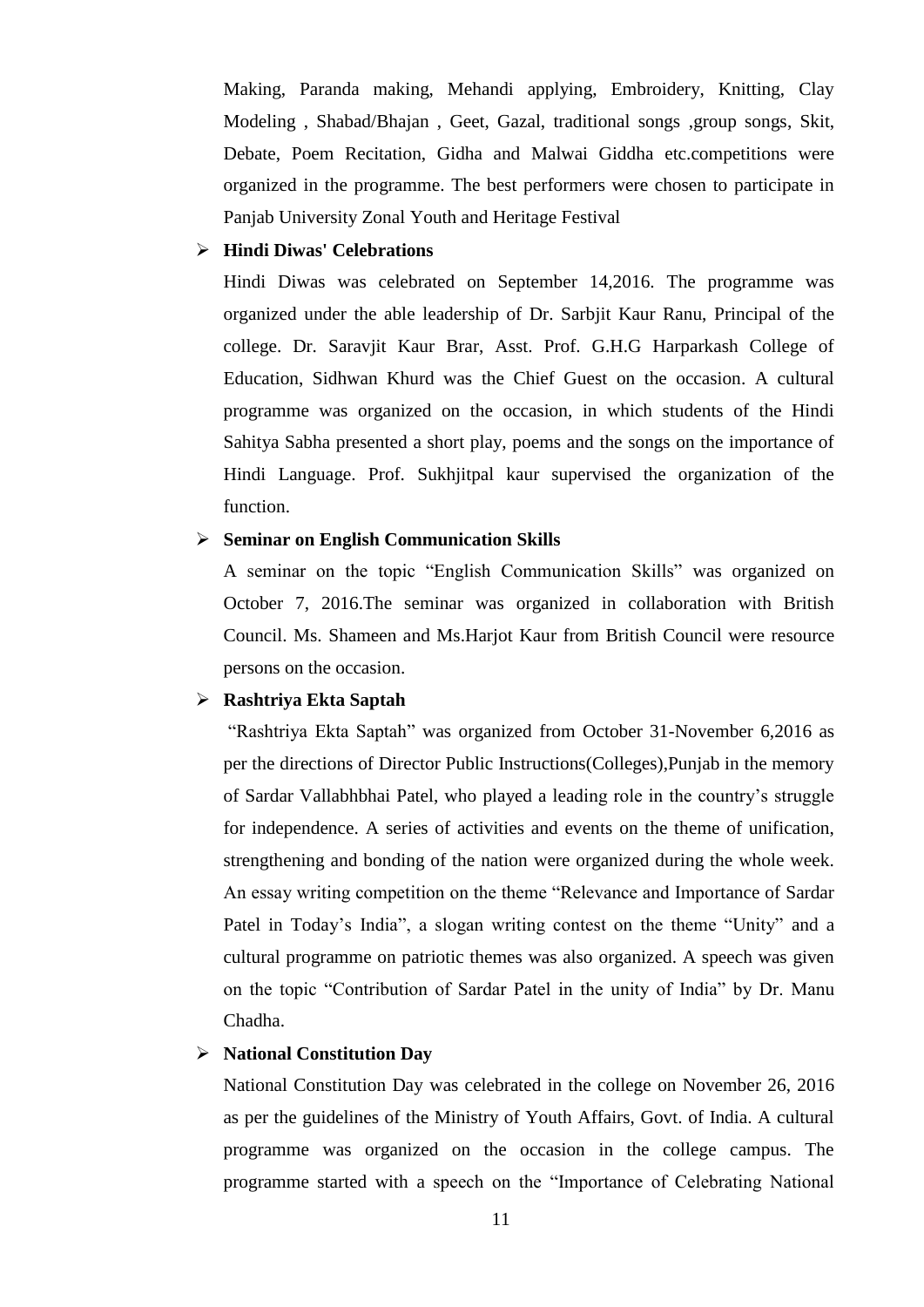Making, Paranda making, Mehandi applying, Embroidery, Knitting, Clay Modeling , Shabad/Bhajan , Geet, Gazal, traditional songs ,group songs, Skit, Debate, Poem Recitation, Gidha and Malwai Giddha etc.competitions were organized in the programme. The best performers were chosen to participate in Panjab University Zonal Youth and Heritage Festival

- **Hindi Diwas' Celebrations**

  Hindi Diwas was celebrated on September 14,2016. The programme was organized under the able leadership of Dr. Sarbjit Kaur Ranu, Principal of the college. Dr. Saravjit Kaur Brar, Asst. Prof. G.H.G Harparkash College of Education, Sidhwan Khurd was the Chief Guest on the occasion. A cultural programme was organized on the occasion, in which students of the Hindi Sahitya Sabha presented a short play, poems and the songs on the importance of Hindi Language. Prof. Sukhjitpal kaur supervised the organization of the function.

- **Seminar on English Communication Skills**

  A seminar on the topic "English Communication Skills" was organized on October 7, 2016.The seminar was organized in collaboration with British Council. Ms. Shameen and Ms.Harjot Kaur from British Council were resource persons on the occasion.

- **Rashtriya Ekta Saptah**

  "Rashtriya Ekta Saptah" was organized from October 31-November 6,2016 as per the directions of Director Public Instructions(Colleges),Punjab in the memory of Sardar Vallabhbhai Patel, who played a leading role in the country's struggle for independence. A series of activities and events on the theme of unification, strengthening and bonding of the nation were organized during the whole week. An essay writing competition on the theme "Relevance and Importance of Sardar Patel in Today's India", a slogan writing contest on the theme "Unity" and a cultural programme on patriotic themes was also organized. A speech was given on the topic "Contribution of Sardar Patel in the unity of India" by Dr. Manu Chadha.

- **National Constitution Day**

  National Constitution Day was celebrated in the college on November 26, 2016 as per the guidelines of the Ministry of Youth Affairs, Govt. of India. A cultural programme was organized on the occasion in the college campus. The programme started with a speech on the "Importance of Celebrating National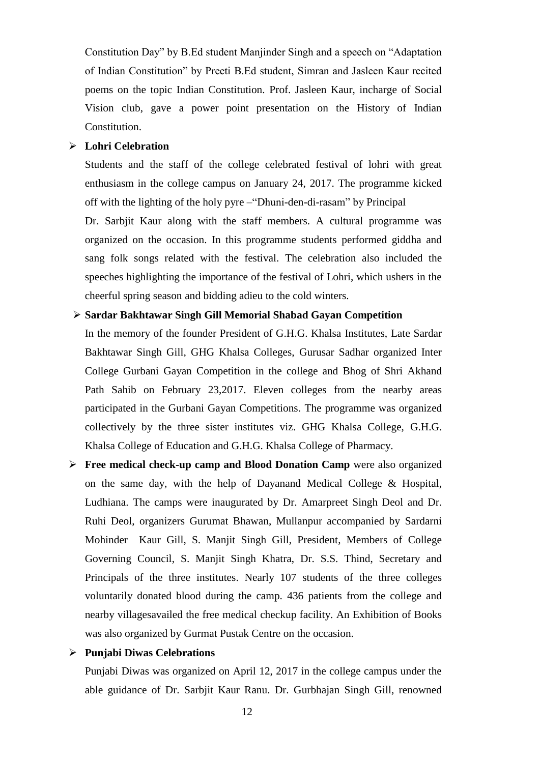Constitution Day" by B.Ed student Manjinder Singh and a speech on "Adaptation of Indian Constitution" by Preeti B.Ed student, Simran and Jasleen Kaur recited poems on the topic Indian Constitution. Prof. Jasleen Kaur, incharge of Social Vision club, gave a power point presentation on the History of Indian Constitution.

- **Lohri Celebration**

  Students and the staff of the college celebrated festival of lohri with great enthusiasm in the college campus on January 24, 2017. The programme kicked off with the lighting of the holy pyre –"Dhuni-den-di-rasam" by Principal Dr. Sarbjit Kaur along with the staff members. A cultural programme was organized on the occasion. In this programme students performed giddha and sang folk songs related with the festival. The celebration also included the speeches highlighting the importance of the festival of Lohri, which ushers in the cheerful spring season and bidding adieu to the cold winters.

- **Sardar Bakhtawar Singh Gill Memorial Shabad Gayan Competition**

  In the memory of the founder President of G.H.G. Khalsa Institutes, Late Sardar Bakhtawar Singh Gill, GHG Khalsa Colleges, Gurusar Sadhar organized Inter College Gurbani Gayan Competition in the college and Bhog of Shri Akhand Path Sahib on February 23,2017. Eleven colleges from the nearby areas participated in the Gurbani Gayan Competitions. The programme was organized collectively by the three sister institutes viz. GHG Khalsa College, G.H.G. Khalsa College of Education and G.H.G. Khalsa College of Pharmacy.

- **Free medical check-up camp and Blood Donation Camp** were also organized on the same day, with the help of Dayanand Medical College & Hospital, Ludhiana. The camps were inaugurated by Dr. Amarpreet Singh Deol and Dr. Ruhi Deol, organizers Gurumat Bhawan, Mullanpur accompanied by Sardarni Mohinder Kaur Gill, S. Manjit Singh Gill, President, Members of College Governing Council, S. Manjit Singh Khatra, Dr. S.S. Thind, Secretary and Principals of the three institutes. Nearly 107 students of the three colleges voluntarily donated blood during the camp. 436 patients from the college and nearby villagesavailed the free medical checkup facility. An Exhibition of Books was also organized by Gurmat Pustak Centre on the occasion.

- **Punjabi Diwas Celebrations**

  Punjabi Diwas was organized on April 12, 2017 in the college campus under the able guidance of Dr. Sarbjit Kaur Ranu. Dr. Gurbhajan Singh Gill, renowned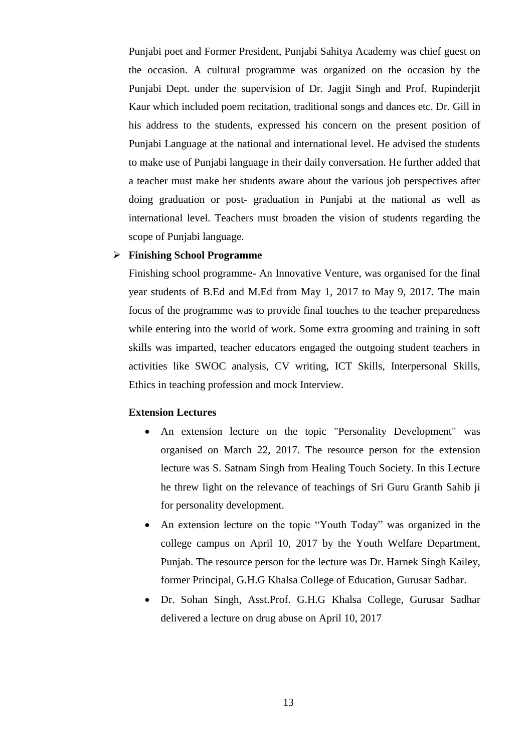Punjabi poet and Former President, Punjabi Sahitya Academy was chief guest on the occasion. A cultural programme was organized on the occasion by the Punjabi Dept. under the supervision of Dr. Jagjit Singh and Prof. Rupinderjit Kaur which included poem recitation, traditional songs and dances etc. Dr. Gill in his address to the students, expressed his concern on the present position of Punjabi Language at the national and international level. He advised the students to make use of Punjabi language in their daily conversation. He further added that a teacher must make her students aware about the various job perspectives after doing graduation or post- graduation in Punjabi at the national as well as international level. Teachers must broaden the vision of students regarding the scope of Punjabi language.

- **Finishing School Programme**

  Finishing school programme- An Innovative Venture, was organised for the final year students of B.Ed and M.Ed from May 1, 2017 to May 9, 2017. The main focus of the programme was to provide final touches to the teacher preparedness while entering into the world of work. Some extra grooming and training in soft skills was imparted, teacher educators engaged the outgoing student teachers in activities like SWOC analysis, CV writing, ICT Skills, Interpersonal Skills, Ethics in teaching profession and mock Interview.

**Extension Lectures**

- An extension lecture on the topic "Personality Development" was organised on March 22, 2017. The resource person for the extension lecture was S. Satnam Singh from Healing Touch Society. In this Lecture he threw light on the relevance of teachings of Sri Guru Granth Sahib ji for personality development.
- An extension lecture on the topic “Youth Today” was organized in the college campus on April 10, 2017 by the Youth Welfare Department, Punjab. The resource person for the lecture was Dr. Harnek Singh Kailey, former Principal, G.H.G Khalsa College of Education, Gurusar Sadhar.
- Dr. Sohan Singh, Asst.Prof. G.H.G Khalsa College, Gurusar Sadhar delivered a lecture on drug abuse on April 10, 2017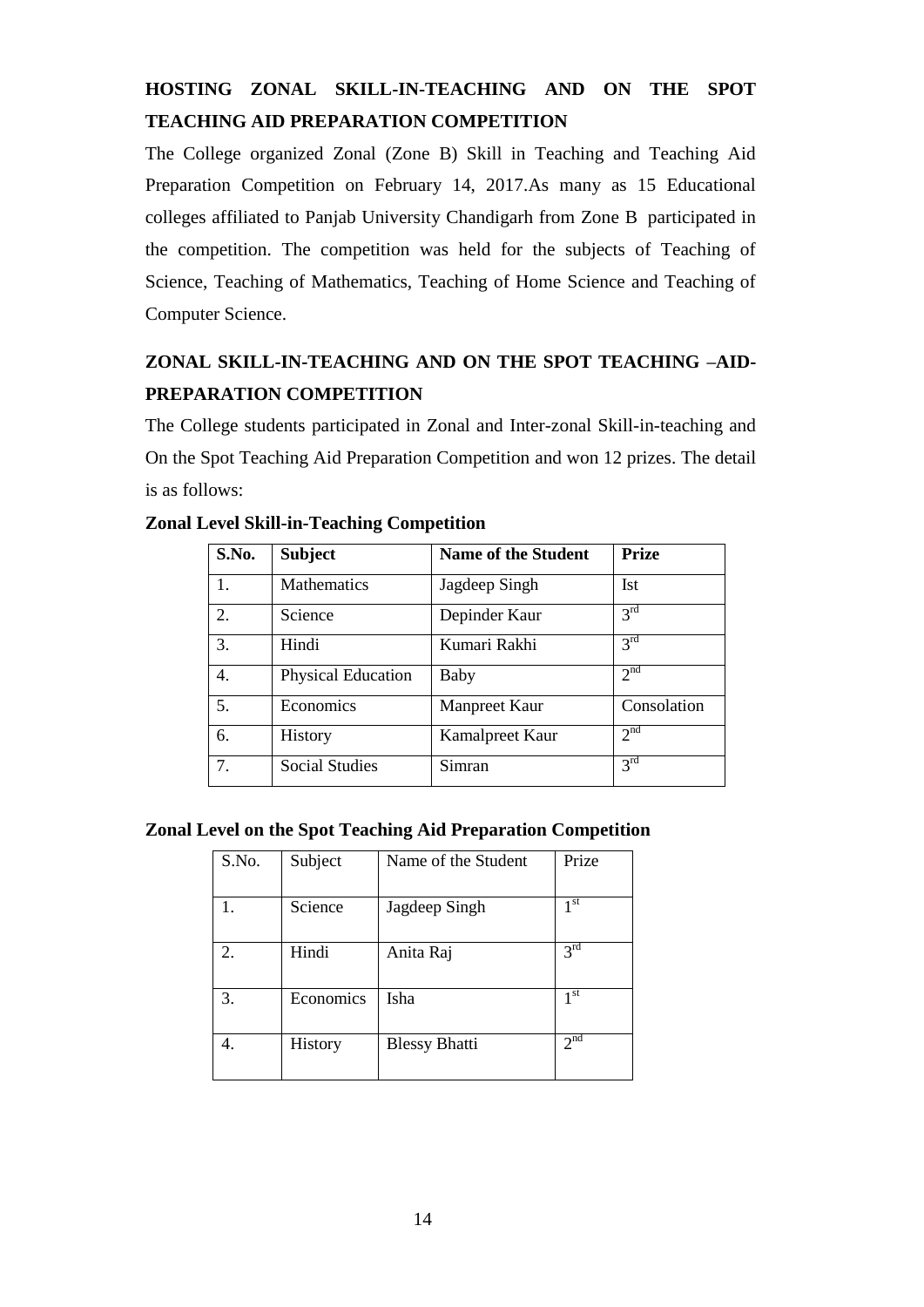## HOSTING ZONAL SKILL-IN-TEACHING AND ON THE SPOT TEACHING AID PREPARATION COMPETITION

The College organized Zonal (Zone B) Skill in Teaching and Teaching Aid Preparation Competition on February 14, 2017.As many as 15 Educational colleges affiliated to Panjab University Chandigarh from Zone B participated in the competition. The competition was held for the subjects of Teaching of Science, Teaching of Mathematics, Teaching of Home Science and Teaching of Computer Science.

## ZONAL SKILL-IN-TEACHING AND ON THE SPOT TEACHING –AID-PREPARATION COMPETITION

The College students participated in Zonal and Inter-zonal Skill-in-teaching and On the Spot Teaching Aid Preparation Competition and won 12 prizes. The detail is as follows:

**Zonal Level Skill-in-Teaching Competition**

| S.No. | Subject | Name of the Student | Prize |
|---|---|---|---|
| 1. | Mathematics | Jagdeep Singh | Ist |
| 2. | Science | Depinder Kaur | 3rd |
| 3. | Hindi | Kumari Rakhi | 3rd |
| 4. | Physical Education | Baby | 2nd |
| 5. | Economics | Manpreet Kaur | Consolation |
| 6. | History | Kamalpreet Kaur | 2nd |
| 7. | Social Studies | Simran | 3rd |

**Zonal Level on the Spot Teaching Aid Preparation Competition**

| S.No. | Subject | Name of the Student | Prize |
|---|---|---|---|
| 1. | Science | Jagdeep Singh | 1st |
| 2. | Hindi | Anita Raj | 3rd |
| 3. | Economics | Isha | 1st |
| 4. | History | Blessy Bhatti | 2nd |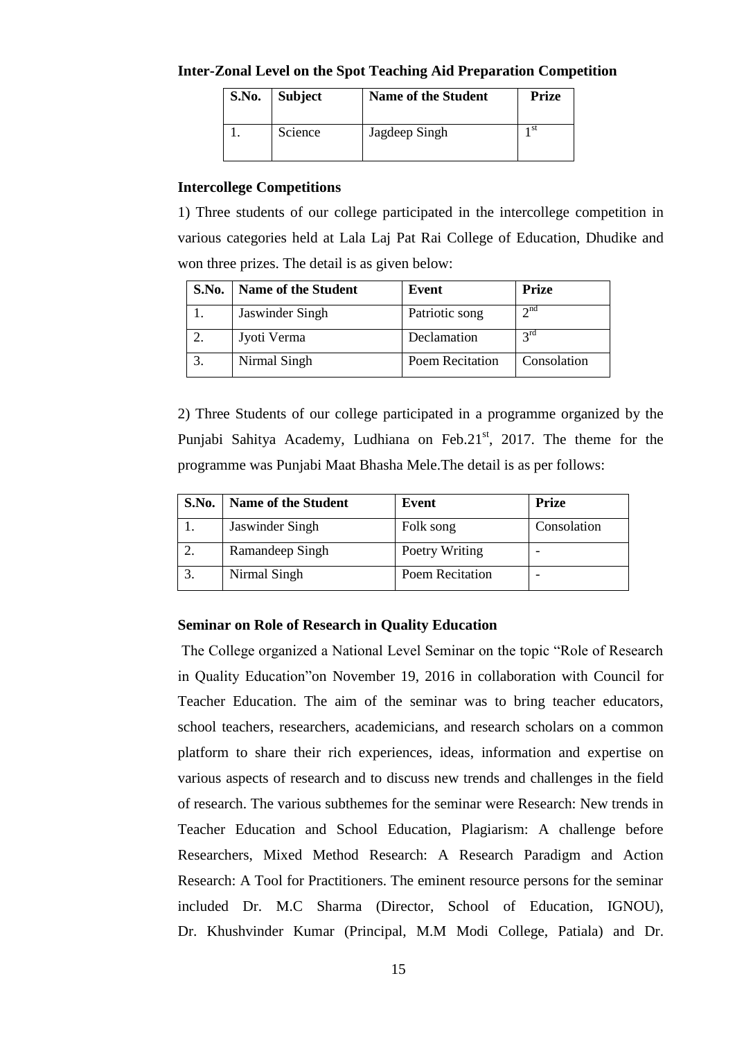**Inter-Zonal Level on the Spot Teaching Aid Preparation Competition**

| S.No. | Subject | Name of the Student | Prize |
|---|---|---|---|
| 1. | Science | Jagdeep Singh | 1st |

**Intercollege Competitions**

1) Three students of our college participated in the intercollege competition in various categories held at Lala Laj Pat Rai College of Education, Dhudike and won three prizes. The detail is as given below:

| S.No. | Name of the Student | Event | Prize |
|---|---|---|---|
| 1. | Jaswinder Singh | Patriotic song | 2nd |
| 2. | Jyoti Verma | Declamation | 3rd |
| 3. | Nirmal Singh | Poem Recitation | Consolation |

2) Three Students of our college participated in a programme organized by the Punjabi Sahitya Academy, Ludhiana on Feb.21st, 2017. The theme for the programme was Punjabi Maat Bhasha Mele.The detail is as per follows:

| S.No. | Name of the Student | Event | Prize |
|---|---|---|---|
| 1. | Jaswinder Singh | Folk song | Consolation |
| 2. | Ramandeep Singh | Poetry Writing | - |
| 3. | Nirmal Singh | Poem Recitation | - |

**Seminar on Role of Research in Quality Education**

The College organized a National Level Seminar on the topic "Role of Research in Quality Education"on November 19, 2016 in collaboration with Council for Teacher Education. The aim of the seminar was to bring teacher educators, school teachers, researchers, academicians, and research scholars on a common platform to share their rich experiences, ideas, information and expertise on various aspects of research and to discuss new trends and challenges in the field of research. The various subthemes for the seminar were Research: New trends in Teacher Education and School Education, Plagiarism: A challenge before Researchers, Mixed Method Research: A Research Paradigm and Action Research: A Tool for Practitioners. The eminent resource persons for the seminar included Dr. M.C Sharma (Director, School of Education, IGNOU), Dr. Khushvinder Kumar (Principal, M.M Modi College, Patiala) and Dr.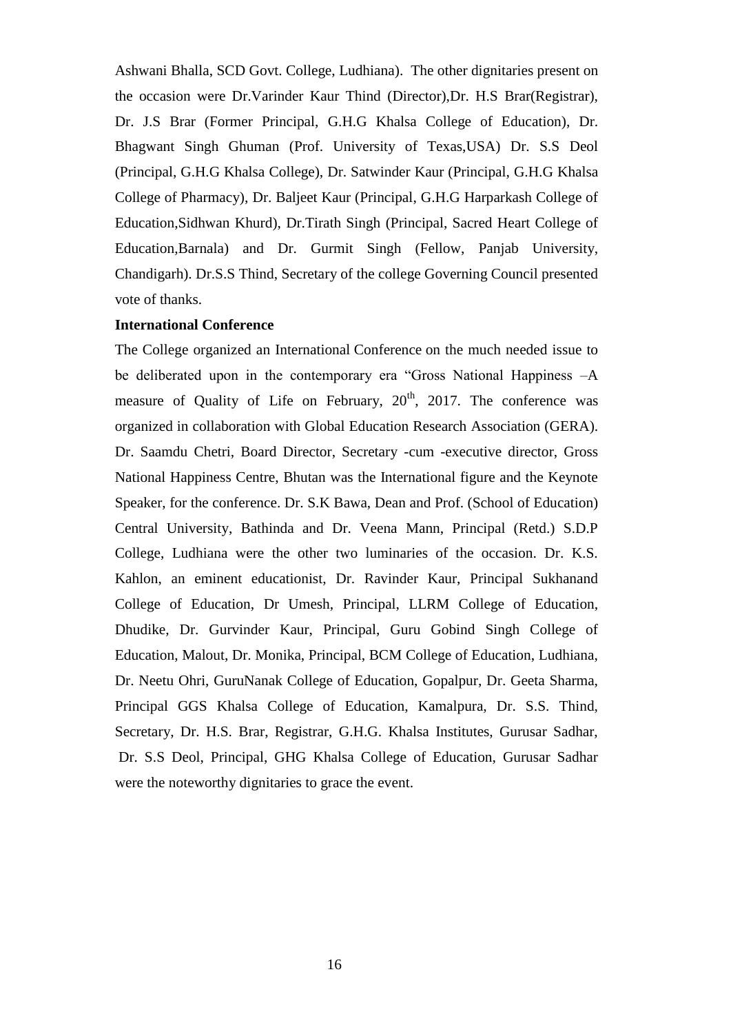Ashwani Bhalla, SCD Govt. College, Ludhiana). The other dignitaries present on the occasion were Dr.Varinder Kaur Thind (Director),Dr. H.S Brar(Registrar), Dr. J.S Brar (Former Principal, G.H.G Khalsa College of Education), Dr. Bhagwant Singh Ghuman (Prof. University of Texas,USA) Dr. S.S Deol (Principal, G.H.G Khalsa College), Dr. Satwinder Kaur (Principal, G.H.G Khalsa College of Pharmacy), Dr. Baljeet Kaur (Principal, G.H.G Harparkash College of Education,Sidhwan Khurd), Dr.Tirath Singh (Principal, Sacred Heart College of Education,Barnala) and Dr. Gurmit Singh (Fellow, Panjab University, Chandigarh). Dr.S.S Thind, Secretary of the college Governing Council presented vote of thanks.

**International Conference**

The College organized an International Conference on the much needed issue to be deliberated upon in the contemporary era "Gross National Happiness –A measure of Quality of Life on February, 20th, 2017. The conference was organized in collaboration with Global Education Research Association (GERA). Dr. Saamdu Chetri, Board Director, Secretary -cum -executive director, Gross National Happiness Centre, Bhutan was the International figure and the Keynote Speaker, for the conference. Dr. S.K Bawa, Dean and Prof. (School of Education) Central University, Bathinda and Dr. Veena Mann, Principal (Retd.) S.D.P College, Ludhiana were the other two luminaries of the occasion. Dr. K.S. Kahlon, an eminent educationist, Dr. Ravinder Kaur, Principal Sukhanand College of Education, Dr Umesh, Principal, LLRM College of Education, Dhudike, Dr. Gurvinder Kaur, Principal, Guru Gobind Singh College of Education, Malout, Dr. Monika, Principal, BCM College of Education, Ludhiana, Dr. Neetu Ohri, GuruNanak College of Education, Gopalpur, Dr. Geeta Sharma, Principal GGS Khalsa College of Education, Kamalpura, Dr. S.S. Thind, Secretary, Dr. H.S. Brar, Registrar, G.H.G. Khalsa Institutes, Gurusar Sadhar, Dr. S.S Deol, Principal, GHG Khalsa College of Education, Gurusar Sadhar were the noteworthy dignitaries to grace the event.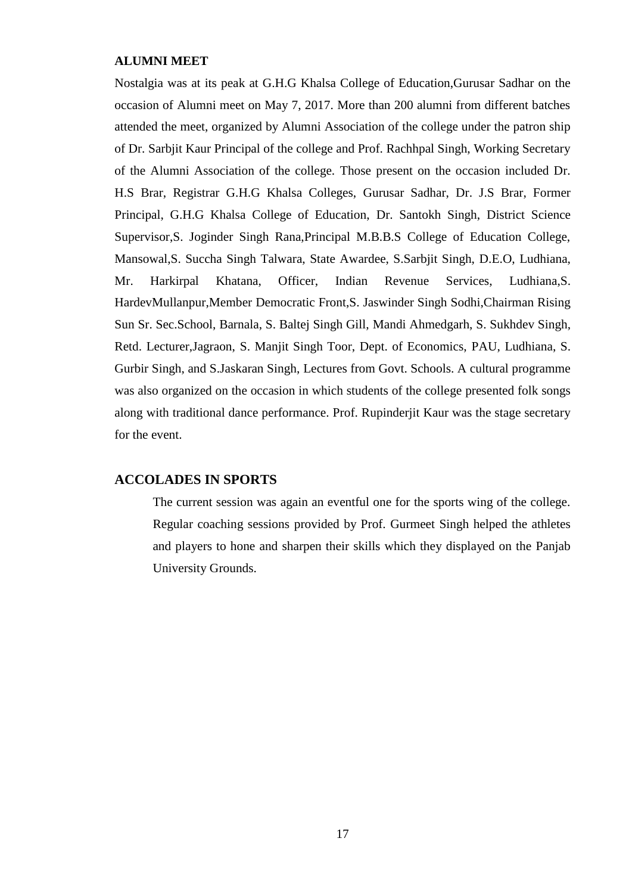## ALUMNI MEET

Nostalgia was at its peak at G.H.G Khalsa College of Education,Gurusar Sadhar on the occasion of Alumni meet on May 7, 2017. More than 200 alumni from different batches attended the meet, organized by Alumni Association of the college under the patron ship of Dr. Sarbjit Kaur Principal of the college and Prof. Rachhpal Singh, Working Secretary of the Alumni Association of the college. Those present on the occasion included Dr. H.S Brar, Registrar G.H.G Khalsa Colleges, Gurusar Sadhar, Dr. J.S Brar, Former Principal, G.H.G Khalsa College of Education, Dr. Santokh Singh, District Science Supervisor,S. Joginder Singh Rana,Principal M.B.B.S College of Education College, Mansowal,S. Succha Singh Talwara, State Awardee, S.Sarbjit Singh, D.E.O, Ludhiana, Mr. Harkirpal Khatana, Officer, Indian Revenue Services, Ludhiana,S. HardevMullanpur,Member Democratic Front,S. Jaswinder Singh Sodhi,Chairman Rising Sun Sr. Sec.School, Barnala, S. Baltej Singh Gill, Mandi Ahmedgarh, S. Sukhdev Singh, Retd. Lecturer,Jagraon, S. Manjit Singh Toor, Dept. of Economics, PAU, Ludhiana, S. Gurbir Singh, and S.Jaskaran Singh, Lectures from Govt. Schools. A cultural programme was also organized on the occasion in which students of the college presented folk songs along with traditional dance performance. Prof. Rupinderjit Kaur was the stage secretary for the event.

## ACCOLADES IN SPORTS

The current session was again an eventful one for the sports wing of the college. Regular coaching sessions provided by Prof. Gurmeet Singh helped the athletes and players to hone and sharpen their skills which they displayed on the Panjab University Grounds.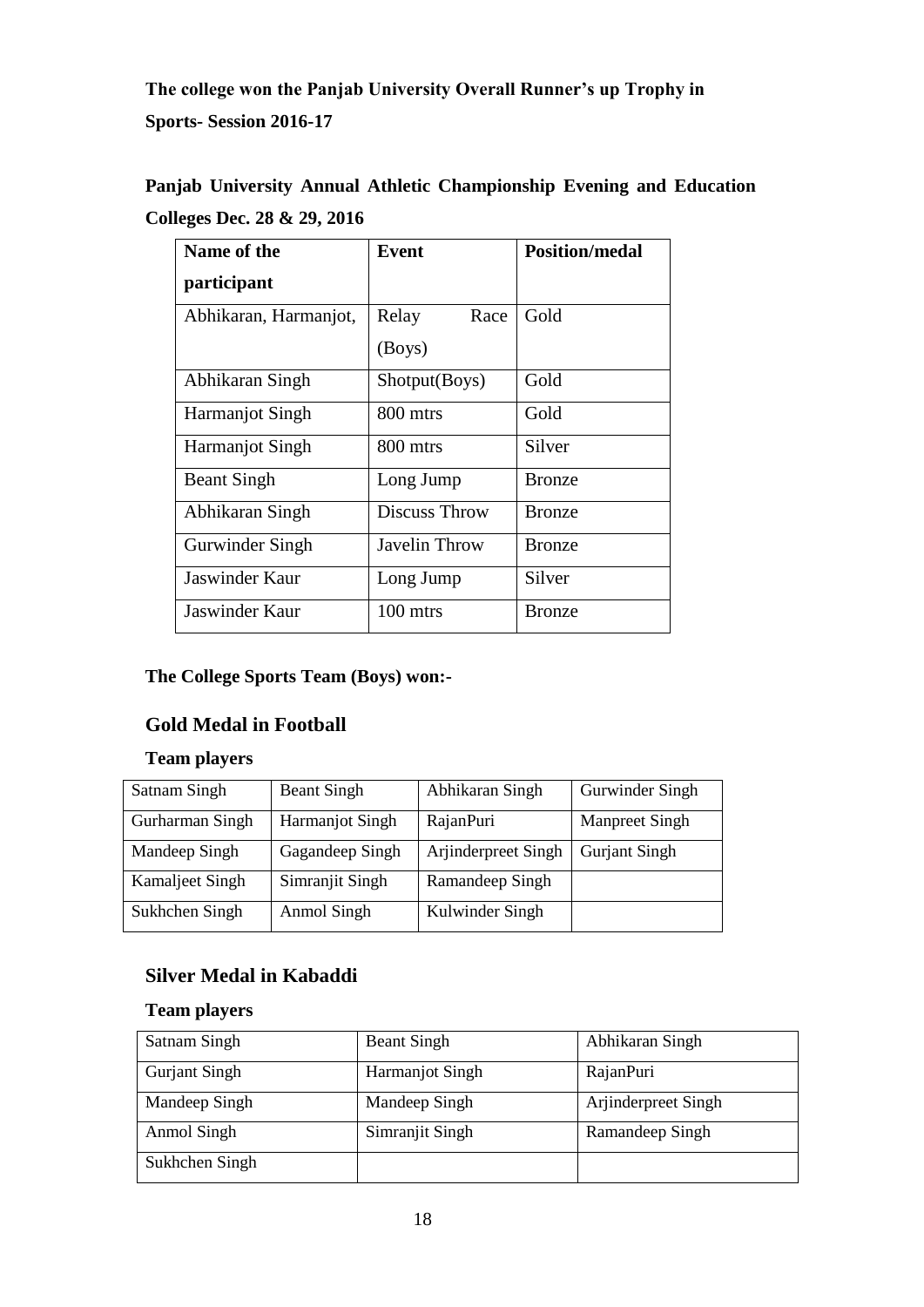**The college won the Panjab University Overall Runner's up Trophy in Sports- Session 2016-17**

**Panjab University Annual Athletic Championship Evening and Education Colleges Dec. 28 & 29, 2016**

| Name of the participant | Event | Position/medal |
|---|---|---|
| Abhikaran, Harmanjot, | Relay Race (Boys) | Gold |
| Abhikaran Singh | Shotput(Boys) | Gold |
| Harmanjot Singh | 800 mtrs | Gold |
| Harmanjot Singh | 800 mtrs | Silver |
| Beant Singh | Long Jump | Bronze |
| Abhikaran Singh | Discuss Throw | Bronze |
| Gurwinder Singh | Javelin Throw | Bronze |
| Jaswinder Kaur | Long Jump | Silver |
| Jaswinder Kaur | 100 mtrs | Bronze |

**The College Sports Team (Boys) won:-**

## Gold Medal in Football

**Team players**

| | | | |
|---|---|---|---|
| Satnam Singh | Beant Singh | Abhikaran Singh | Gurwinder Singh |
| Gurharman Singh | Harmanjot Singh | RajanPuri | Manpreet Singh |
| Mandeep Singh | Gagandeep Singh | Arjinderpreet Singh | Gurjant Singh |
| Kamaljeet Singh | Simranjit Singh | Ramandeep Singh | |
| Sukhchen Singh | Anmol Singh | Kulwinder Singh | |

## Silver Medal in Kabaddi

**Team players**

| | | |
|---|---|---|
| Satnam Singh | Beant Singh | Abhikaran Singh |
| Gurjant Singh | Harmanjot Singh | RajanPuri |
| Mandeep Singh | Mandeep Singh | Arjinderpreet Singh |
| Anmol Singh | Simranjit Singh | Ramandeep Singh |
| Sukhchen Singh | | |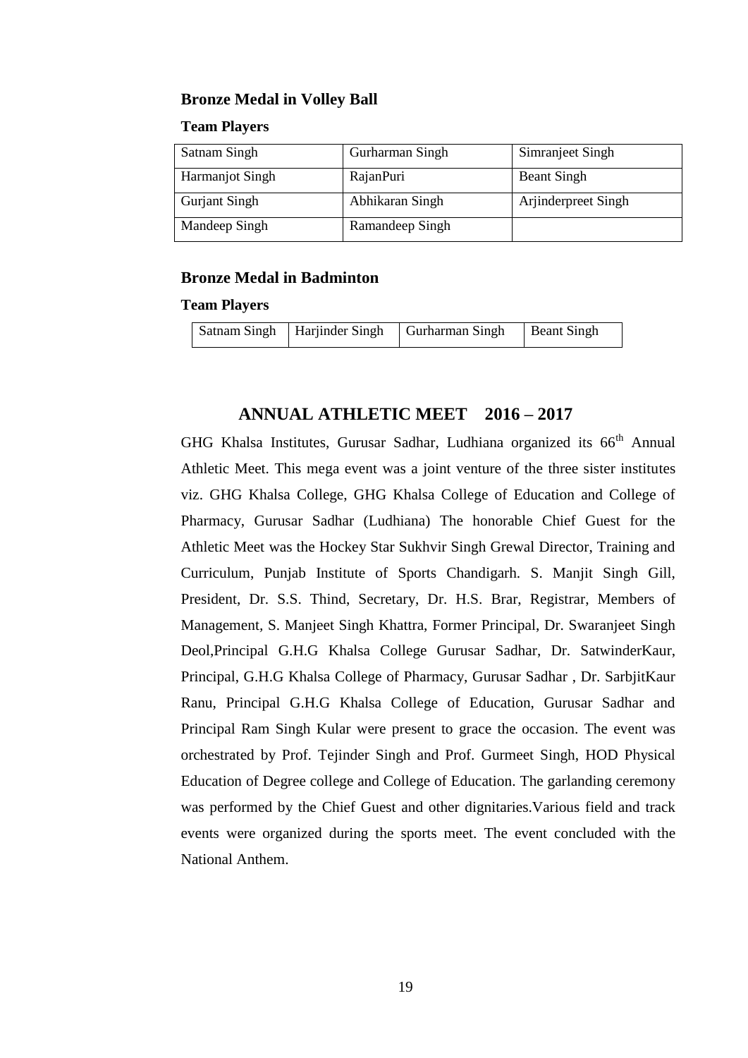### Bronze Medal in Volley Ball

**Team Players**

| Satnam Singh | Gurharman Singh | Simranjeet Singh |
|---|---|---|
| Harmanjot Singh | RajanPuri | Beant Singh |
| Gurjant Singh | Abhikaran Singh | Arjinderpreet Singh |
| Mandeep Singh | Ramandeep Singh | |

### Bronze Medal in Badminton

**Team Players**

| Satnam Singh | Harjinder Singh | Gurharman Singh | Beant Singh |
|---|---|---|---|

## ANNUAL ATHLETIC MEET 2016 – 2017

GHG Khalsa Institutes, Gurusar Sadhar, Ludhiana organized its 66th Annual Athletic Meet. This mega event was a joint venture of the three sister institutes viz. GHG Khalsa College, GHG Khalsa College of Education and College of Pharmacy, Gurusar Sadhar (Ludhiana) The honorable Chief Guest for the Athletic Meet was the Hockey Star Sukhvir Singh Grewal Director, Training and Curriculum, Punjab Institute of Sports Chandigarh. S. Manjit Singh Gill, President, Dr. S.S. Thind, Secretary, Dr. H.S. Brar, Registrar, Members of Management, S. Manjeet Singh Khattra, Former Principal, Dr. Swaranjeet Singh Deol,Principal G.H.G Khalsa College Gurusar Sadhar, Dr. SatwinderKaur, Principal, G.H.G Khalsa College of Pharmacy, Gurusar Sadhar , Dr. SarbjitKaur Ranu, Principal G.H.G Khalsa College of Education, Gurusar Sadhar and Principal Ram Singh Kular were present to grace the occasion. The event was orchestrated by Prof. Tejinder Singh and Prof. Gurmeet Singh, HOD Physical Education of Degree college and College of Education. The garlanding ceremony was performed by the Chief Guest and other dignitaries.Various field and track events were organized during the sports meet. The event concluded with the National Anthem.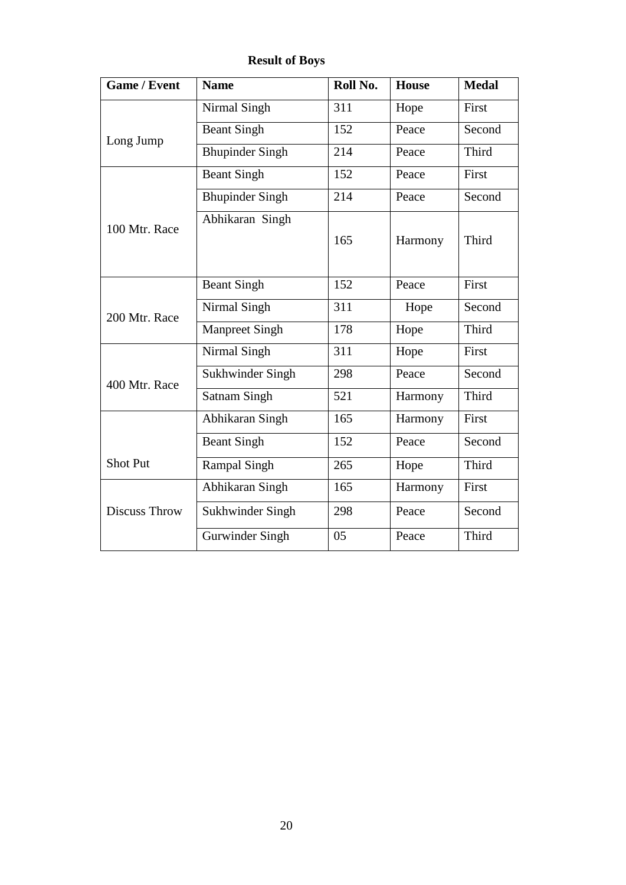**Result of Boys**

| Game / Event | Name | Roll No. | House | Medal |
|---|---|---|---|---|
| Long Jump | Nirmal Singh | 311 | Hope | First |
| | Beant Singh | 152 | Peace | Second |
| | Bhupinder Singh | 214 | Peace | Third |
| 100 Mtr. Race | Beant Singh | 152 | Peace | First |
| | Bhupinder Singh | 214 | Peace | Second |
| | Abhikaran Singh | 165 | Harmony | Third |
| 200 Mtr. Race | Beant Singh | 152 | Peace | First |
| | Nirmal Singh | 311 | Hope | Second |
| | Manpreet Singh | 178 | Hope | Third |
| 400 Mtr. Race | Nirmal Singh | 311 | Hope | First |
| | Sukhwinder Singh | 298 | Peace | Second |
| | Satnam Singh | 521 | Harmony | Third |
| Shot Put | Abhikaran Singh | 165 | Harmony | First |
| | Beant Singh | 152 | Peace | Second |
| | Rampal Singh | 265 | Hope | Third |
| Discuss Throw | Abhikaran Singh | 165 | Harmony | First |
| | Sukhwinder Singh | 298 | Peace | Second |
| | Gurwinder Singh | 05 | Peace | Third |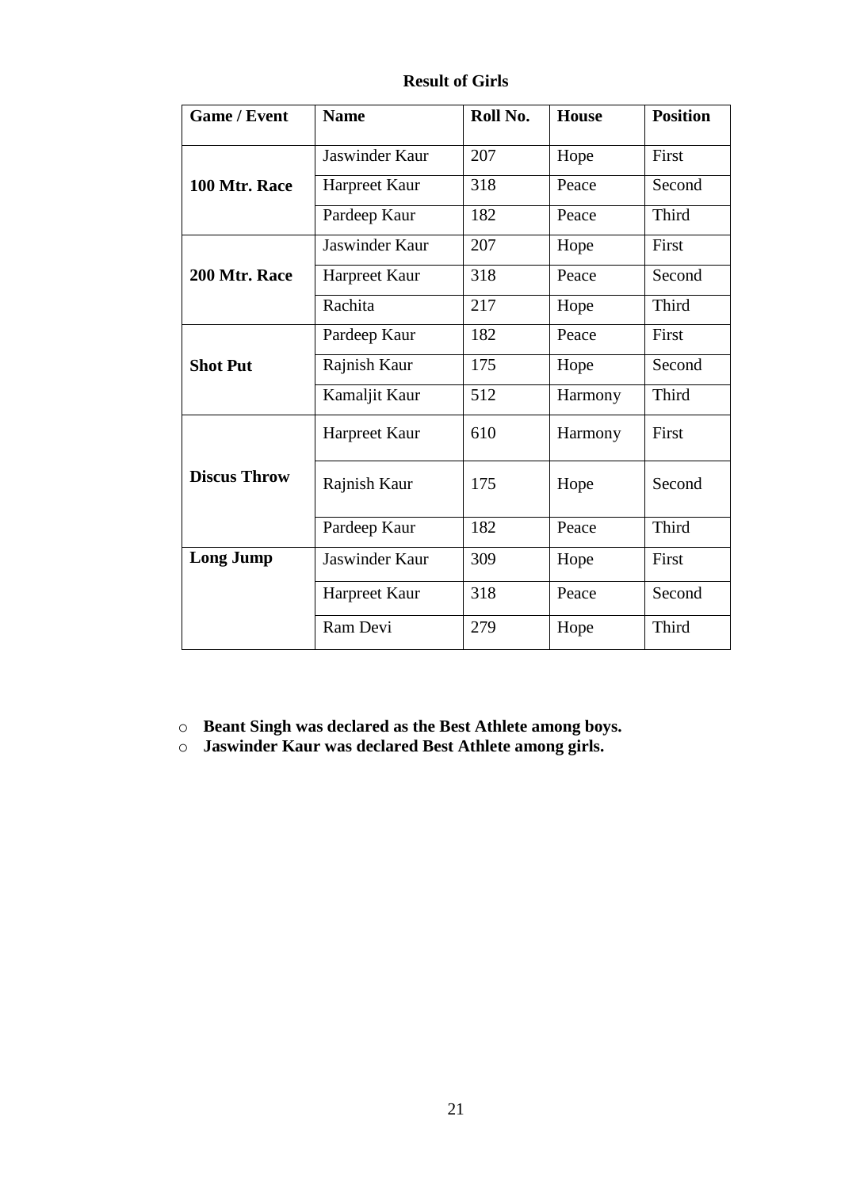**Result of Girls**

| Game / Event | Name | Roll No. | House | Position |
|---|---|---|---|---|
| **100 Mtr. Race** | Jaswinder Kaur | 207 | Hope | First |
| | Harpreet Kaur | 318 | Peace | Second |
| | Pardeep Kaur | 182 | Peace | Third |
| **200 Mtr. Race** | Jaswinder Kaur | 207 | Hope | First |
| | Harpreet Kaur | 318 | Peace | Second |
| | Rachita | 217 | Hope | Third |
| **Shot Put** | Pardeep Kaur | 182 | Peace | First |
| | Rajnish Kaur | 175 | Hope | Second |
| | Kamaljit Kaur | 512 | Harmony | Third |
| **Discus Throw** | Harpreet Kaur | 610 | Harmony | First |
| | Rajnish Kaur | 175 | Hope | Second |
| | Pardeep Kaur | 182 | Peace | Third |
| **Long Jump** | Jaswinder Kaur | 309 | Hope | First |
| | Harpreet Kaur | 318 | Peace | Second |
| | Ram Devi | 279 | Hope | Third |

- **Beant Singh was declared as the Best Athlete among boys.**
- **Jaswinder Kaur was declared Best Athlete among girls.**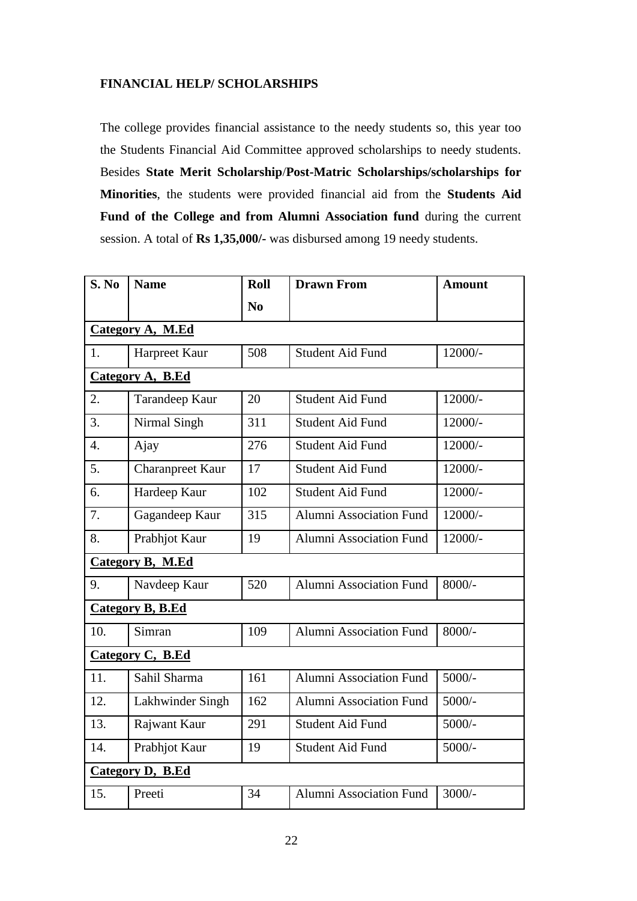**FINANCIAL HELP/ SCHOLARSHIPS**

The college provides financial assistance to the needy students so, this year too the Students Financial Aid Committee approved scholarships to needy students. Besides **State Merit Scholarship**/**Post-Matric Scholarships/scholarships for Minorities**, the students were provided financial aid from the **Students Aid Fund of the College and from Alumni Association fund** during the current session. A total of **Rs 1,35,000/-** was disbursed among 19 needy students.

| S. No | Name | Roll No | Drawn From | Amount |
|---|---|---|---|---|
| **Category A, M.Ed** | | | | |
| 1. | Harpreet Kaur | 508 | Student Aid Fund | 12000/- |
| **Category A, B.Ed** | | | | |
| 2. | Tarandeep Kaur | 20 | Student Aid Fund | 12000/- |
| 3. | Nirmal Singh | 311 | Student Aid Fund | 12000/- |
| 4. | Ajay | 276 | Student Aid Fund | 12000/- |
| 5. | Charanpreet Kaur | 17 | Student Aid Fund | 12000/- |
| 6. | Hardeep Kaur | 102 | Student Aid Fund | 12000/- |
| 7. | Gagandeep Kaur | 315 | Alumni Association Fund | 12000/- |
| 8. | Prabhjot Kaur | 19 | Alumni Association Fund | 12000/- |
| **Category B, M.Ed** | | | | |
| 9. | Navdeep Kaur | 520 | Alumni Association Fund | 8000/- |
| **Category B, B.Ed** | | | | |
| 10. | Simran | 109 | Alumni Association Fund | 8000/- |
| **Category C, B.Ed** | | | | |
| 11. | Sahil Sharma | 161 | Alumni Association Fund | 5000/- |
| 12. | Lakhwinder Singh | 162 | Alumni Association Fund | 5000/- |
| 13. | Rajwant Kaur | 291 | Student Aid Fund | 5000/- |
| 14. | Prabhjot Kaur | 19 | Student Aid Fund | 5000/- |
| **Category D, B.Ed** | | | | |
| 15. | Preeti | 34 | Alumni Association Fund | 3000/- |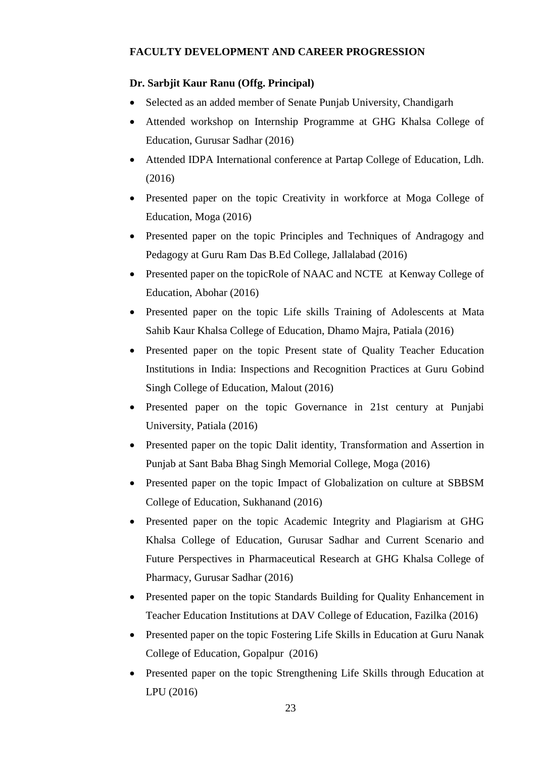## FACULTY DEVELOPMENT AND CAREER PROGRESSION

### Dr. Sarbjit Kaur Ranu (Offg. Principal)

- Selected as an added member of Senate Punjab University, Chandigarh
- Attended workshop on Internship Programme at GHG Khalsa College of Education, Gurusar Sadhar (2016)
- Attended IDPA International conference at Partap College of Education, Ldh. (2016)
- Presented paper on the topic Creativity in workforce at Moga College of Education, Moga (2016)
- Presented paper on the topic Principles and Techniques of Andragogy and Pedagogy at Guru Ram Das B.Ed College, Jallalabad (2016)
- Presented paper on the topicRole of NAAC and NCTE at Kenway College of Education, Abohar (2016)
- Presented paper on the topic Life skills Training of Adolescents at Mata Sahib Kaur Khalsa College of Education, Dhamo Majra, Patiala (2016)
- Presented paper on the topic Present state of Quality Teacher Education Institutions in India: Inspections and Recognition Practices at Guru Gobind Singh College of Education, Malout (2016)
- Presented paper on the topic Governance in 21st century at Punjabi University, Patiala (2016)
- Presented paper on the topic Dalit identity, Transformation and Assertion in Punjab at Sant Baba Bhag Singh Memorial College, Moga (2016)
- Presented paper on the topic Impact of Globalization on culture at SBBSM College of Education, Sukhanand (2016)
- Presented paper on the topic Academic Integrity and Plagiarism at GHG Khalsa College of Education, Gurusar Sadhar and Current Scenario and Future Perspectives in Pharmaceutical Research at GHG Khalsa College of Pharmacy, Gurusar Sadhar (2016)
- Presented paper on the topic Standards Building for Quality Enhancement in Teacher Education Institutions at DAV College of Education, Fazilka (2016)
- Presented paper on the topic Fostering Life Skills in Education at Guru Nanak College of Education, Gopalpur (2016)
- Presented paper on the topic Strengthening Life Skills through Education at LPU (2016)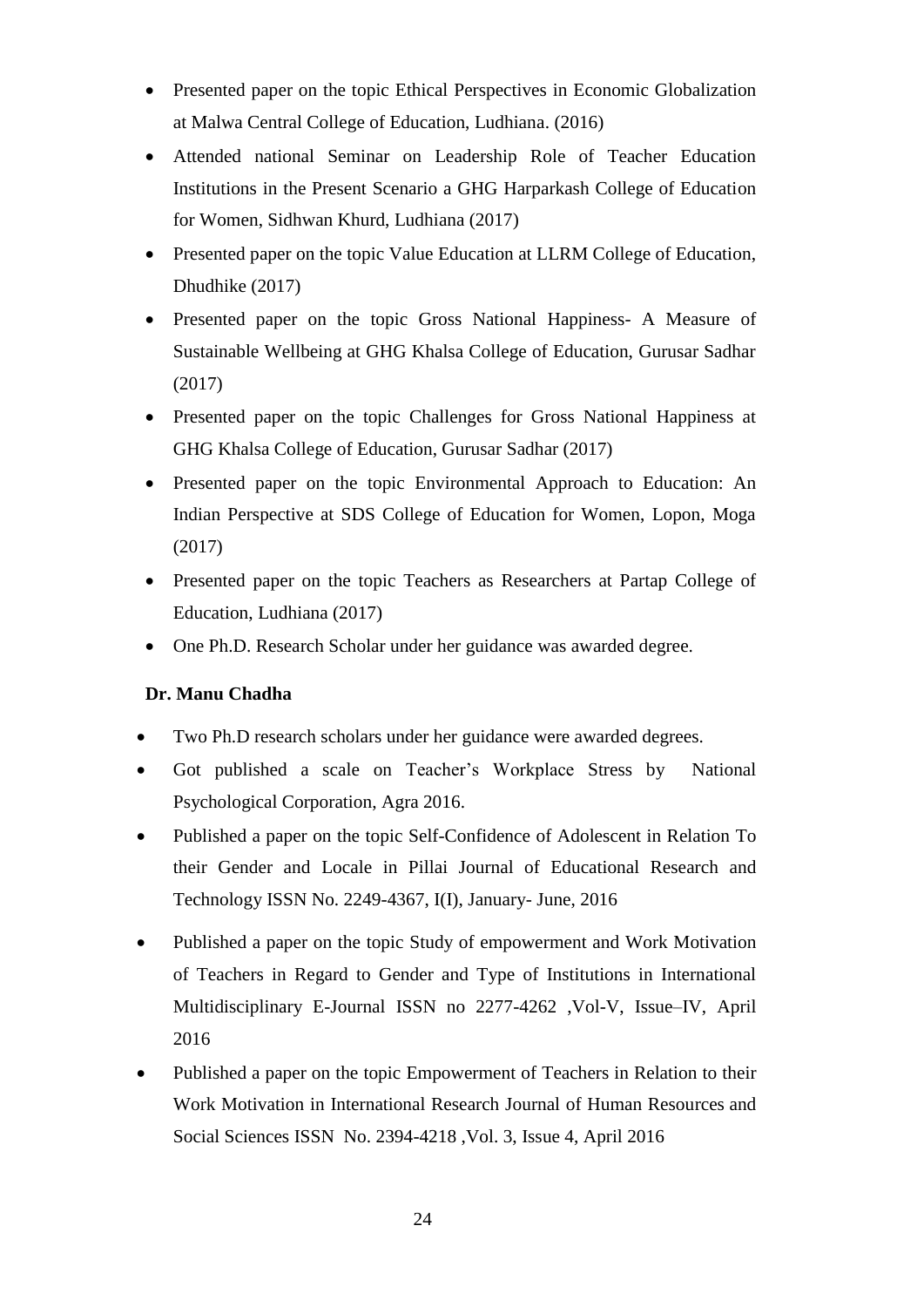- Presented paper on the topic Ethical Perspectives in Economic Globalization at Malwa Central College of Education, Ludhiana. (2016)
- Attended national Seminar on Leadership Role of Teacher Education Institutions in the Present Scenario a GHG Harparkash College of Education for Women, Sidhwan Khurd, Ludhiana (2017)
- Presented paper on the topic Value Education at LLRM College of Education, Dhudhike (2017)
- Presented paper on the topic Gross National Happiness- A Measure of Sustainable Wellbeing at GHG Khalsa College of Education, Gurusar Sadhar (2017)
- Presented paper on the topic Challenges for Gross National Happiness at GHG Khalsa College of Education, Gurusar Sadhar (2017)
- Presented paper on the topic Environmental Approach to Education: An Indian Perspective at SDS College of Education for Women, Lopon, Moga (2017)
- Presented paper on the topic Teachers as Researchers at Partap College of Education, Ludhiana (2017)
- One Ph.D. Research Scholar under her guidance was awarded degree.

**Dr. Manu Chadha**

- Two Ph.D research scholars under her guidance were awarded degrees.
- Got published a scale on Teacher's Workplace Stress by National Psychological Corporation, Agra 2016.
- Published a paper on the topic Self-Confidence of Adolescent in Relation To their Gender and Locale in Pillai Journal of Educational Research and Technology ISSN No. 2249-4367, I(I), January- June, 2016
- Published a paper on the topic Study of empowerment and Work Motivation of Teachers in Regard to Gender and Type of Institutions in International Multidisciplinary E-Journal ISSN no 2277-4262 ,Vol-V, Issue–IV, April 2016
- Published a paper on the topic Empowerment of Teachers in Relation to their Work Motivation in International Research Journal of Human Resources and Social Sciences ISSN No. 2394-4218 ,Vol. 3, Issue 4, April 2016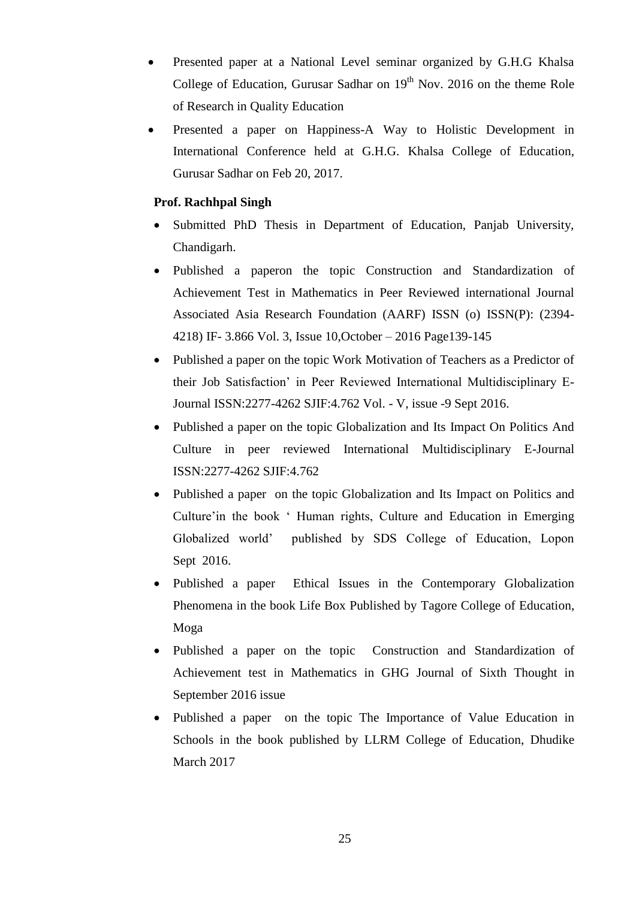- Presented paper at a National Level seminar organized by G.H.G Khalsa College of Education, Gurusar Sadhar on 19th Nov. 2016 on the theme Role of Research in Quality Education
- Presented a paper on Happiness-A Way to Holistic Development in International Conference held at G.H.G. Khalsa College of Education, Gurusar Sadhar on Feb 20, 2017.

**Prof. Rachhpal Singh**

- Submitted PhD Thesis in Department of Education, Panjab University, Chandigarh.
- Published a paperon the topic Construction and Standardization of Achievement Test in Mathematics in Peer Reviewed international Journal Associated Asia Research Foundation (AARF) ISSN (o) ISSN(P): (2394-4218) IF- 3.866 Vol. 3, Issue 10,October – 2016 Page139-145
- Published a paper on the topic Work Motivation of Teachers as a Predictor of their Job Satisfaction' in Peer Reviewed International Multidisciplinary E-Journal ISSN:2277-4262 SJIF:4.762 Vol. - V, issue -9 Sept 2016.
- Published a paper on the topic Globalization and Its Impact On Politics And Culture in peer reviewed International Multidisciplinary E-Journal ISSN:2277-4262 SJIF:4.762
- Published a paper on the topic Globalization and Its Impact on Politics and Culture'in the book ' Human rights, Culture and Education in Emerging Globalized world' published by SDS College of Education, Lopon Sept 2016.
- Published a paper Ethical Issues in the Contemporary Globalization Phenomena in the book Life Box Published by Tagore College of Education, Moga
- Published a paper on the topic Construction and Standardization of Achievement test in Mathematics in GHG Journal of Sixth Thought in September 2016 issue
- Published a paper on the topic The Importance of Value Education in Schools in the book published by LLRM College of Education, Dhudike March 2017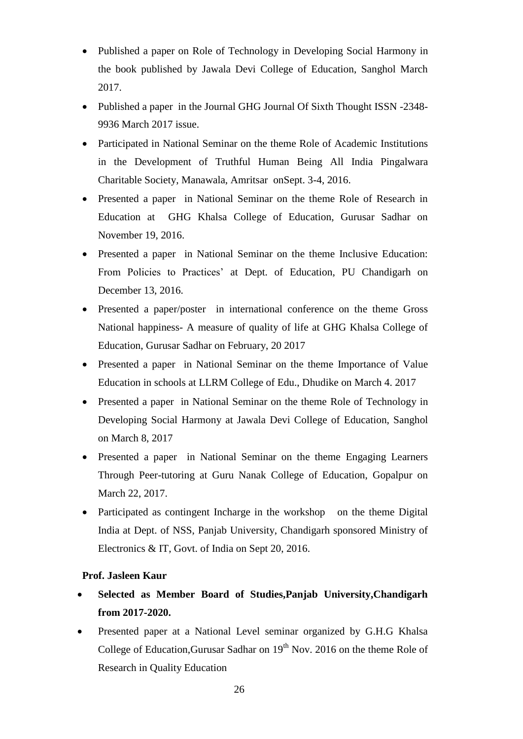- Published a paper on Role of Technology in Developing Social Harmony in the book published by Jawala Devi College of Education, Sanghol March 2017.
- Published a paper in the Journal GHG Journal Of Sixth Thought ISSN -2348-9936 March 2017 issue.
- Participated in National Seminar on the theme Role of Academic Institutions in the Development of Truthful Human Being All India Pingalwara Charitable Society, Manawala, Amritsar onSept. 3-4, 2016.
- Presented a paper in National Seminar on the theme Role of Research in Education at GHG Khalsa College of Education, Gurusar Sadhar on November 19, 2016.
- Presented a paper in National Seminar on the theme Inclusive Education: From Policies to Practices' at Dept. of Education, PU Chandigarh on December 13, 2016.
- Presented a paper/poster in international conference on the theme Gross National happiness- A measure of quality of life at GHG Khalsa College of Education, Gurusar Sadhar on February, 20 2017
- Presented a paper in National Seminar on the theme Importance of Value Education in schools at LLRM College of Edu., Dhudike on March 4. 2017
- Presented a paper in National Seminar on the theme Role of Technology in Developing Social Harmony at Jawala Devi College of Education, Sanghol on March 8, 2017
- Presented a paper in National Seminar on the theme Engaging Learners Through Peer-tutoring at Guru Nanak College of Education, Gopalpur on March 22, 2017.
- Participated as contingent Incharge in the workshop on the theme Digital India at Dept. of NSS, Panjab University, Chandigarh sponsored Ministry of Electronics & IT, Govt. of India on Sept 20, 2016.

**Prof. Jasleen Kaur**

- **Selected as Member Board of Studies,Panjab University,Chandigarh from 2017-2020.**
- Presented paper at a National Level seminar organized by G.H.G Khalsa College of Education,Gurusar Sadhar on 19th Nov. 2016 on the theme Role of Research in Quality Education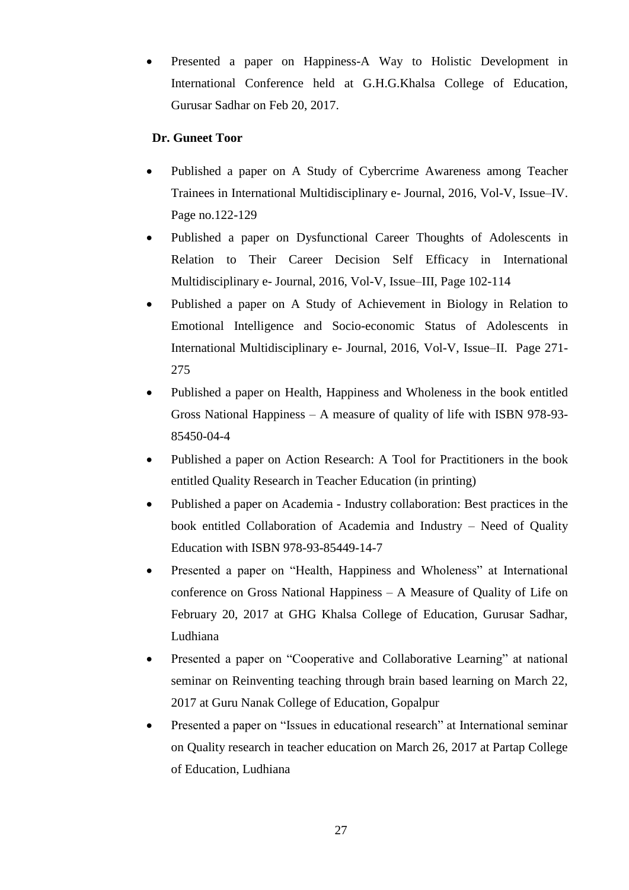- Presented a paper on Happiness-A Way to Holistic Development in International Conference held at G.H.G.Khalsa College of Education, Gurusar Sadhar on Feb 20, 2017.

**Dr. Guneet Toor**

- Published a paper on A Study of Cybercrime Awareness among Teacher Trainees in International Multidisciplinary e- Journal, 2016, Vol-V, Issue–IV. Page no.122-129
- Published a paper on Dysfunctional Career Thoughts of Adolescents in Relation to Their Career Decision Self Efficacy in International Multidisciplinary e- Journal, 2016, Vol-V, Issue–III, Page 102-114
- Published a paper on A Study of Achievement in Biology in Relation to Emotional Intelligence and Socio-economic Status of Adolescents in International Multidisciplinary e- Journal, 2016, Vol-V, Issue–II. Page 271-275
- Published a paper on Health, Happiness and Wholeness in the book entitled Gross National Happiness – A measure of quality of life with ISBN 978-93-85450-04-4
- Published a paper on Action Research: A Tool for Practitioners in the book entitled Quality Research in Teacher Education (in printing)
- Published a paper on Academia - Industry collaboration: Best practices in the book entitled Collaboration of Academia and Industry – Need of Quality Education with ISBN 978-93-85449-14-7
- Presented a paper on "Health, Happiness and Wholeness" at International conference on Gross National Happiness – A Measure of Quality of Life on February 20, 2017 at GHG Khalsa College of Education, Gurusar Sadhar, Ludhiana
- Presented a paper on "Cooperative and Collaborative Learning" at national seminar on Reinventing teaching through brain based learning on March 22, 2017 at Guru Nanak College of Education, Gopalpur
- Presented a paper on "Issues in educational research" at International seminar on Quality research in teacher education on March 26, 2017 at Partap College of Education, Ludhiana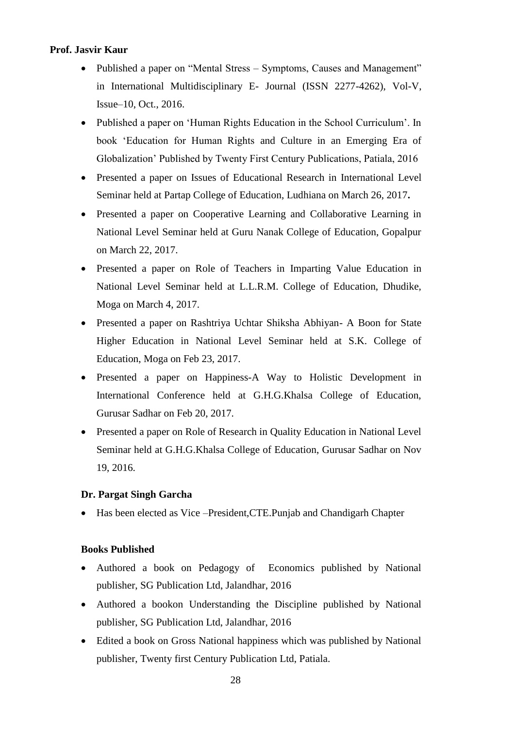**Prof. Jasvir Kaur**

- Published a paper on "Mental Stress – Symptoms, Causes and Management" in International Multidisciplinary E- Journal (ISSN 2277-4262), Vol-V, Issue–10, Oct., 2016.
- Published a paper on 'Human Rights Education in the School Curriculum'. In book 'Education for Human Rights and Culture in an Emerging Era of Globalization' Published by Twenty First Century Publications, Patiala, 2016
- Presented a paper on Issues of Educational Research in International Level Seminar held at Partap College of Education, Ludhiana on March 26, 2017**.**
- Presented a paper on Cooperative Learning and Collaborative Learning in National Level Seminar held at Guru Nanak College of Education, Gopalpur on March 22, 2017.
- Presented a paper on Role of Teachers in Imparting Value Education in National Level Seminar held at L.L.R.M. College of Education, Dhudike, Moga on March 4, 2017.
- Presented a paper on Rashtriya Uchtar Shiksha Abhiyan- A Boon for State Higher Education in National Level Seminar held at S.K. College of Education, Moga on Feb 23, 2017.
- Presented a paper on Happiness-A Way to Holistic Development in International Conference held at G.H.G.Khalsa College of Education, Gurusar Sadhar on Feb 20, 2017.
- Presented a paper on Role of Research in Quality Education in National Level Seminar held at G.H.G.Khalsa College of Education, Gurusar Sadhar on Nov 19, 2016.

**Dr. Pargat Singh Garcha**

- Has been elected as Vice –President,CTE.Punjab and Chandigarh Chapter

**Books Published**

- Authored a book on Pedagogy of Economics published by National publisher, SG Publication Ltd, Jalandhar, 2016
- Authored a bookon Understanding the Discipline published by National publisher, SG Publication Ltd, Jalandhar, 2016
- Edited a book on Gross National happiness which was published by National publisher, Twenty first Century Publication Ltd, Patiala.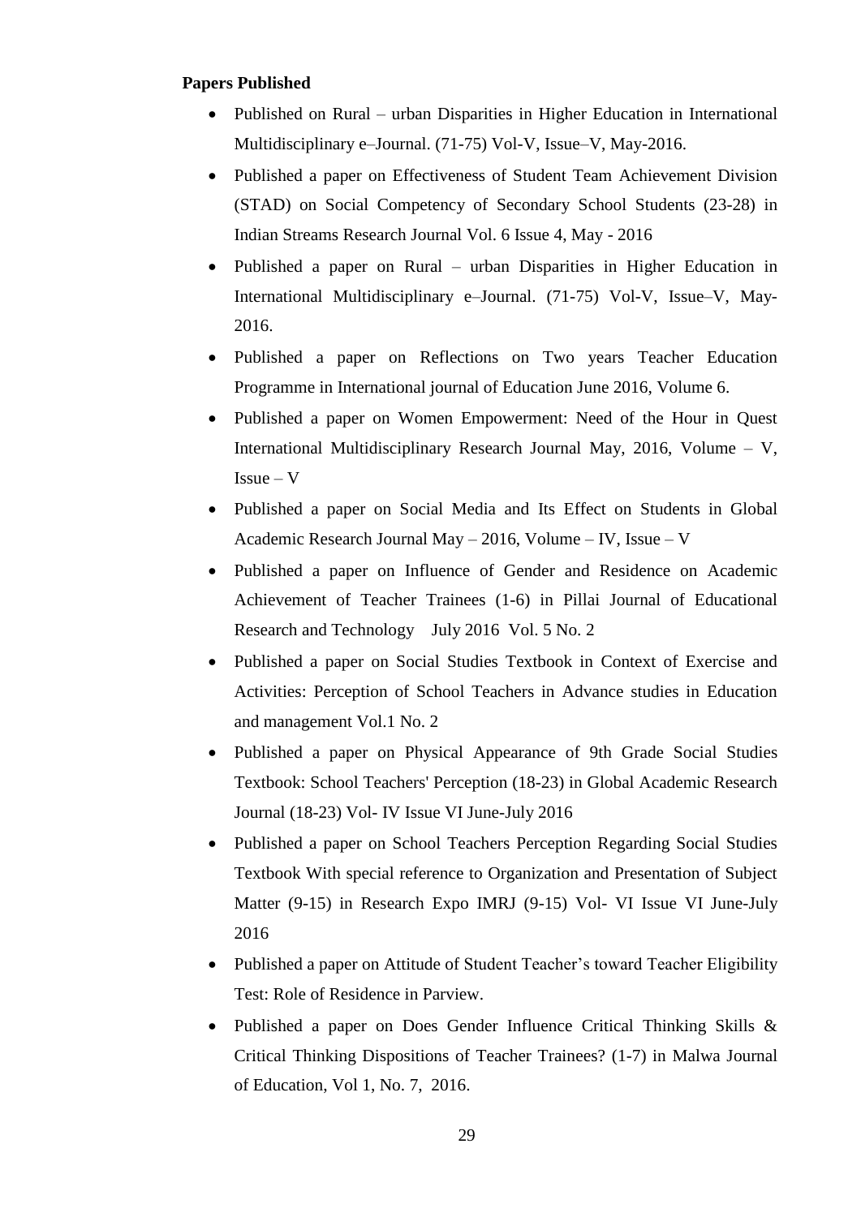**Papers Published**

- Published on Rural – urban Disparities in Higher Education in International Multidisciplinary e–Journal. (71-75) Vol-V, Issue–V, May-2016.
- Published a paper on Effectiveness of Student Team Achievement Division (STAD) on Social Competency of Secondary School Students (23-28) in Indian Streams Research Journal Vol. 6 Issue 4, May - 2016
- Published a paper on Rural – urban Disparities in Higher Education in International Multidisciplinary e–Journal. (71-75) Vol-V, Issue–V, May-2016.
- Published a paper on Reflections on Two years Teacher Education Programme in International journal of Education June 2016, Volume 6.
- Published a paper on Women Empowerment: Need of the Hour in Quest International Multidisciplinary Research Journal May, 2016, Volume – V, Issue – V
- Published a paper on Social Media and Its Effect on Students in Global Academic Research Journal May – 2016, Volume – IV, Issue – V
- Published a paper on Influence of Gender and Residence on Academic Achievement of Teacher Trainees (1-6) in Pillai Journal of Educational Research and Technology July 2016 Vol. 5 No. 2
- Published a paper on Social Studies Textbook in Context of Exercise and Activities: Perception of School Teachers in Advance studies in Education and management Vol.1 No. 2
- Published a paper on Physical Appearance of 9th Grade Social Studies Textbook: School Teachers' Perception (18-23) in Global Academic Research Journal (18-23) Vol- IV Issue VI June-July 2016
- Published a paper on School Teachers Perception Regarding Social Studies Textbook With special reference to Organization and Presentation of Subject Matter (9-15) in Research Expo IMRJ (9-15) Vol- VI Issue VI June-July 2016
- Published a paper on Attitude of Student Teacher's toward Teacher Eligibility Test: Role of Residence in Parview.
- Published a paper on Does Gender Influence Critical Thinking Skills & Critical Thinking Dispositions of Teacher Trainees? (1-7) in Malwa Journal of Education, Vol 1, No. 7, 2016.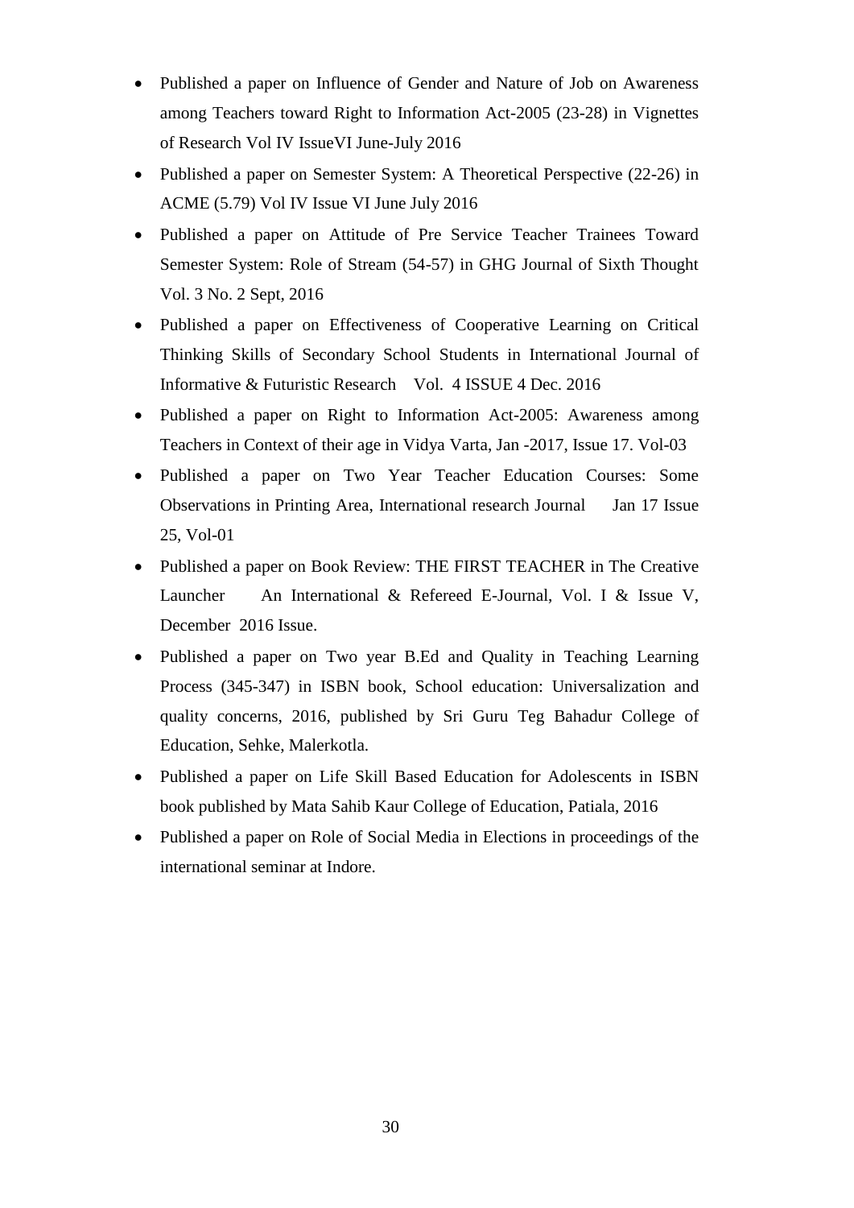- Published a paper on Influence of Gender and Nature of Job on Awareness among Teachers toward Right to Information Act-2005 (23-28) in Vignettes of Research Vol IV IssueVI June-July 2016
- Published a paper on Semester System: A Theoretical Perspective (22-26) in ACME (5.79) Vol IV Issue VI June July 2016
- Published a paper on Attitude of Pre Service Teacher Trainees Toward Semester System: Role of Stream (54-57) in GHG Journal of Sixth Thought Vol. 3 No. 2 Sept, 2016
- Published a paper on Effectiveness of Cooperative Learning on Critical Thinking Skills of Secondary School Students in International Journal of Informative & Futuristic Research Vol. 4 ISSUE 4 Dec. 2016
- Published a paper on Right to Information Act-2005: Awareness among Teachers in Context of their age in Vidya Varta, Jan -2017, Issue 17. Vol-03
- Published a paper on Two Year Teacher Education Courses: Some Observations in Printing Area, International research Journal Jan 17 Issue 25, Vol-01
- Published a paper on Book Review: THE FIRST TEACHER in The Creative Launcher An International & Refereed E-Journal, Vol. I & Issue V, December 2016 Issue.
- Published a paper on Two year B.Ed and Quality in Teaching Learning Process (345-347) in ISBN book, School education: Universalization and quality concerns, 2016, published by Sri Guru Teg Bahadur College of Education, Sehke, Malerkotla.
- Published a paper on Life Skill Based Education for Adolescents in ISBN book published by Mata Sahib Kaur College of Education, Patiala, 2016
- Published a paper on Role of Social Media in Elections in proceedings of the international seminar at Indore.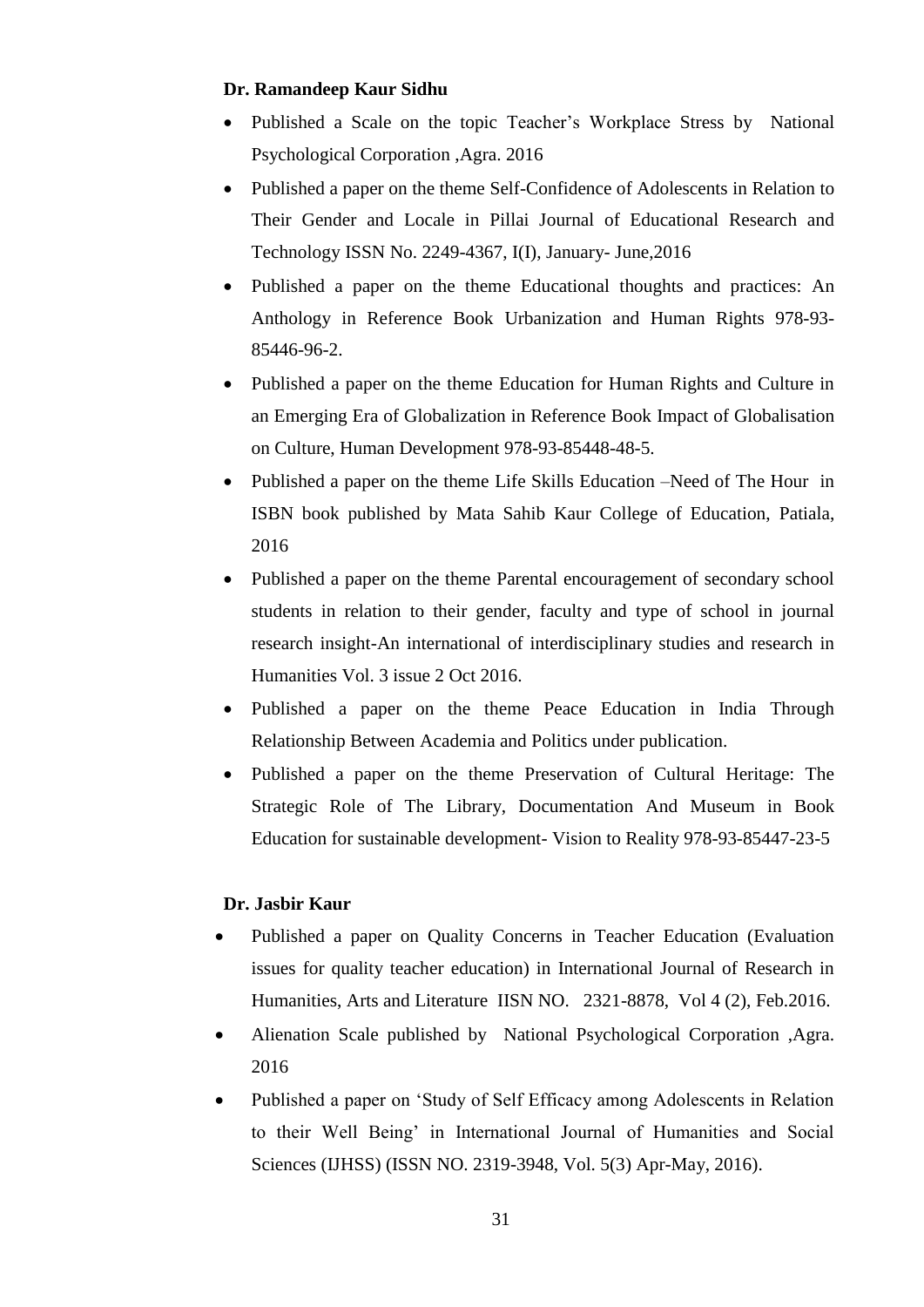**Dr. Ramandeep Kaur Sidhu**

- Published a Scale on the topic Teacher's Workplace Stress by National Psychological Corporation ,Agra. 2016
- Published a paper on the theme Self-Confidence of Adolescents in Relation to Their Gender and Locale in Pillai Journal of Educational Research and Technology ISSN No. 2249-4367, I(I), January- June,2016
- Published a paper on the theme Educational thoughts and practices: An Anthology in Reference Book Urbanization and Human Rights 978-93-85446-96-2.
- Published a paper on the theme Education for Human Rights and Culture in an Emerging Era of Globalization in Reference Book Impact of Globalisation on Culture, Human Development 978-93-85448-48-5.
- Published a paper on the theme Life Skills Education –Need of The Hour in ISBN book published by Mata Sahib Kaur College of Education, Patiala, 2016
- Published a paper on the theme Parental encouragement of secondary school students in relation to their gender, faculty and type of school in journal research insight-An international of interdisciplinary studies and research in Humanities Vol. 3 issue 2 Oct 2016.
- Published a paper on the theme Peace Education in India Through Relationship Between Academia and Politics under publication.
- Published a paper on the theme Preservation of Cultural Heritage: The Strategic Role of The Library, Documentation And Museum in Book Education for sustainable development- Vision to Reality 978-93-85447-23-5

**Dr. Jasbir Kaur**

- Published a paper on Quality Concerns in Teacher Education (Evaluation issues for quality teacher education) in International Journal of Research in Humanities, Arts and Literature IISN NO. 2321-8878, Vol 4 (2), Feb.2016.
- Alienation Scale published by National Psychological Corporation ,Agra. 2016
- Published a paper on 'Study of Self Efficacy among Adolescents in Relation to their Well Being' in International Journal of Humanities and Social Sciences (IJHSS) (ISSN NO. 2319-3948, Vol. 5(3) Apr-May, 2016).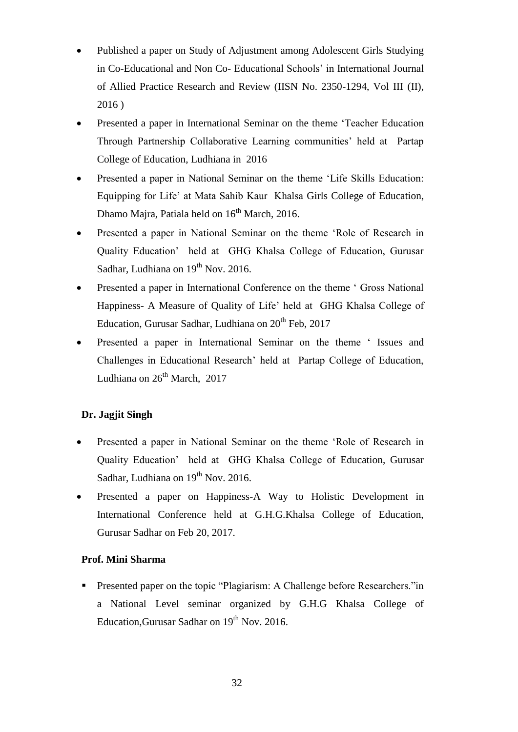- Published a paper on Study of Adjustment among Adolescent Girls Studying in Co-Educational and Non Co- Educational Schools' in International Journal of Allied Practice Research and Review (IISN No. 2350-1294, Vol III (II), 2016 )
- Presented a paper in International Seminar on the theme 'Teacher Education Through Partnership Collaborative Learning communities' held at Partap College of Education, Ludhiana in 2016
- Presented a paper in National Seminar on the theme 'Life Skills Education: Equipping for Life' at Mata Sahib Kaur Khalsa Girls College of Education, Dhamo Majra, Patiala held on 16th March, 2016.
- Presented a paper in National Seminar on the theme 'Role of Research in Quality Education' held at GHG Khalsa College of Education, Gurusar Sadhar, Ludhiana on 19th Nov. 2016.
- Presented a paper in International Conference on the theme ' Gross National Happiness- A Measure of Quality of Life' held at GHG Khalsa College of Education, Gurusar Sadhar, Ludhiana on 20th Feb, 2017
- Presented a paper in International Seminar on the theme ' Issues and Challenges in Educational Research' held at Partap College of Education, Ludhiana on 26th March, 2017

**Dr. Jagjit Singh**

- Presented a paper in National Seminar on the theme 'Role of Research in Quality Education' held at GHG Khalsa College of Education, Gurusar Sadhar, Ludhiana on 19th Nov. 2016.
- Presented a paper on Happiness-A Way to Holistic Development in International Conference held at G.H.G.Khalsa College of Education, Gurusar Sadhar on Feb 20, 2017.

**Prof. Mini Sharma**

- Presented paper on the topic "Plagiarism: A Challenge before Researchers."in a National Level seminar organized by G.H.G Khalsa College of Education,Gurusar Sadhar on 19th Nov. 2016.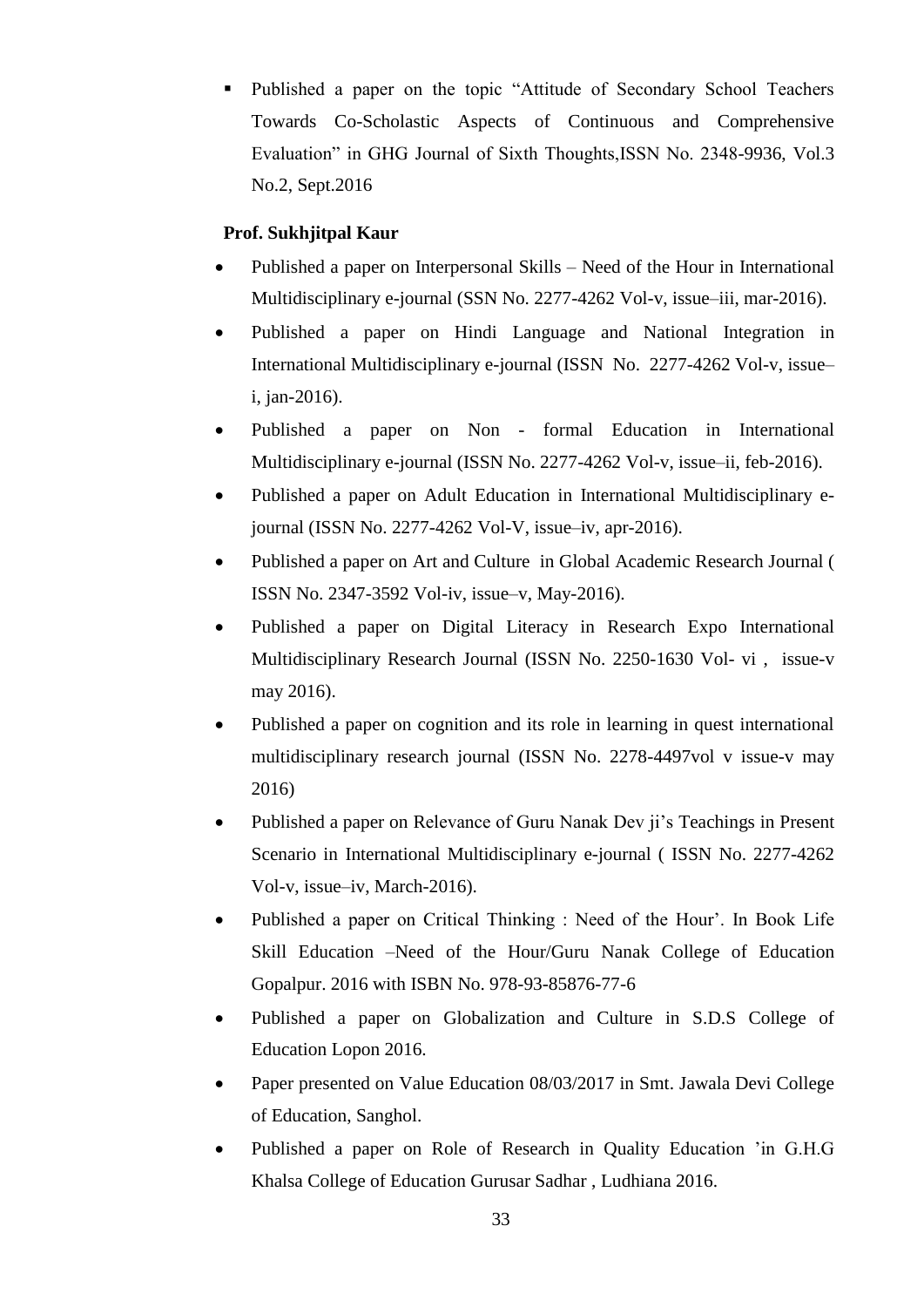- Published a paper on the topic “Attitude of Secondary School Teachers Towards Co-Scholastic Aspects of Continuous and Comprehensive Evaluation” in GHG Journal of Sixth Thoughts,ISSN No. 2348-9936, Vol.3 No.2, Sept.2016

**Prof. Sukhjitpal Kaur**

- Published a paper on Interpersonal Skills – Need of the Hour in International Multidisciplinary e-journal (SSN No. 2277-4262 Vol-v, issue–iii, mar-2016).
- Published a paper on Hindi Language and National Integration in International Multidisciplinary e-journal (ISSN No. 2277-4262 Vol-v, issue–i, jan-2016).
- Published a paper on Non - formal Education in International Multidisciplinary e-journal (ISSN No. 2277-4262 Vol-v, issue–ii, feb-2016).
- Published a paper on Adult Education in International Multidisciplinary e-journal (ISSN No. 2277-4262 Vol-V, issue–iv, apr-2016).
- Published a paper on Art and Culture in Global Academic Research Journal ( ISSN No. 2347-3592 Vol-iv, issue–v, May-2016).
- Published a paper on Digital Literacy in Research Expo International Multidisciplinary Research Journal (ISSN No. 2250-1630 Vol- vi , issue-v may 2016).
- Published a paper on cognition and its role in learning in quest international multidisciplinary research journal (ISSN No. 2278-4497vol v issue-v may 2016)
- Published a paper on Relevance of Guru Nanak Dev ji’s Teachings in Present Scenario in International Multidisciplinary e-journal ( ISSN No. 2277-4262 Vol-v, issue–iv, March-2016).
- Published a paper on Critical Thinking : Need of the Hour’. In Book Life Skill Education –Need of the Hour/Guru Nanak College of Education Gopalpur. 2016 with ISBN No. 978-93-85876-77-6
- Published a paper on Globalization and Culture in S.D.S College of Education Lopon 2016.
- Paper presented on Value Education 08/03/2017 in Smt. Jawala Devi College of Education, Sanghol.
- Published a paper on Role of Research in Quality Education ’in G.H.G Khalsa College of Education Gurusar Sadhar , Ludhiana 2016.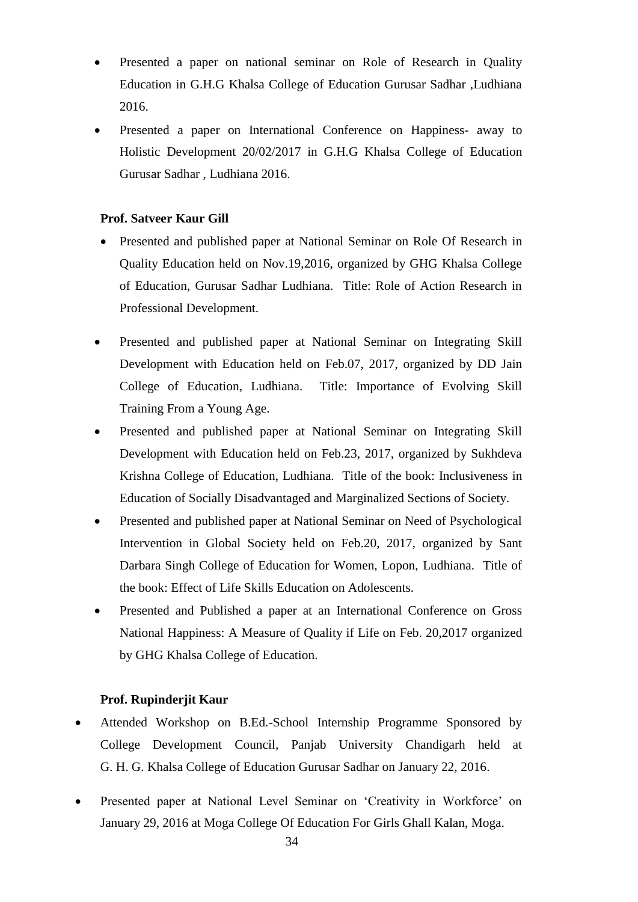- Presented a paper on national seminar on Role of Research in Quality Education in G.H.G Khalsa College of Education Gurusar Sadhar ,Ludhiana 2016.
- Presented a paper on International Conference on Happiness- away to Holistic Development 20/02/2017 in G.H.G Khalsa College of Education Gurusar Sadhar , Ludhiana 2016.

**Prof. Satveer Kaur Gill**

- Presented and published paper at National Seminar on Role Of Research in Quality Education held on Nov.19,2016, organized by GHG Khalsa College of Education, Gurusar Sadhar Ludhiana. Title: Role of Action Research in Professional Development.
- Presented and published paper at National Seminar on Integrating Skill Development with Education held on Feb.07, 2017, organized by DD Jain College of Education, Ludhiana. Title: Importance of Evolving Skill Training From a Young Age.
- Presented and published paper at National Seminar on Integrating Skill Development with Education held on Feb.23, 2017, organized by Sukhdeva Krishna College of Education, Ludhiana. Title of the book: Inclusiveness in Education of Socially Disadvantaged and Marginalized Sections of Society.
- Presented and published paper at National Seminar on Need of Psychological Intervention in Global Society held on Feb.20, 2017, organized by Sant Darbara Singh College of Education for Women, Lopon, Ludhiana. Title of the book: Effect of Life Skills Education on Adolescents.
- Presented and Published a paper at an International Conference on Gross National Happiness: A Measure of Quality if Life on Feb. 20,2017 organized by GHG Khalsa College of Education.

**Prof. Rupinderjit Kaur**

- Attended Workshop on B.Ed.-School Internship Programme Sponsored by College Development Council, Panjab University Chandigarh held at G. H. G. Khalsa College of Education Gurusar Sadhar on January 22, 2016.
- Presented paper at National Level Seminar on 'Creativity in Workforce' on January 29, 2016 at Moga College Of Education For Girls Ghall Kalan, Moga.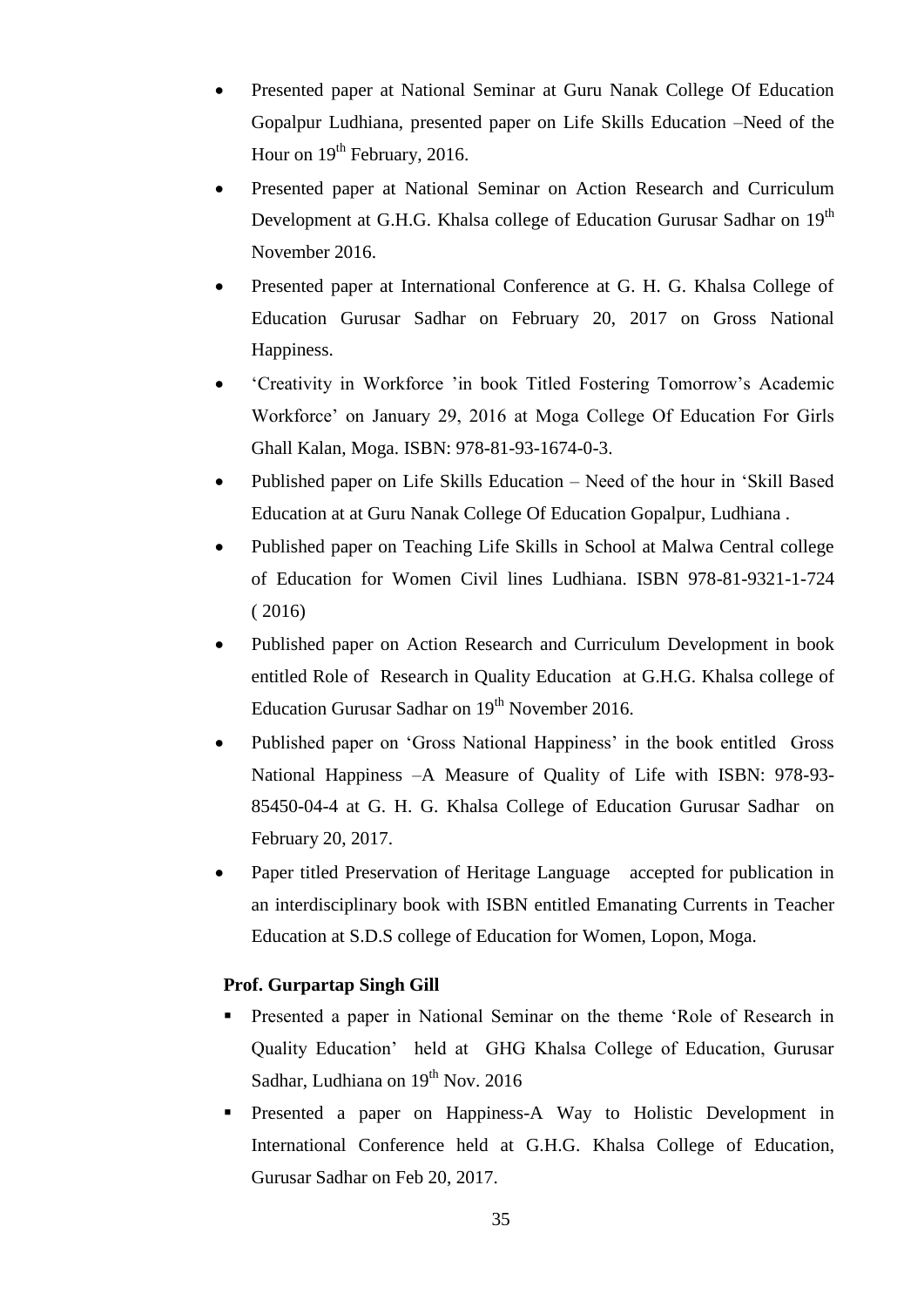- Presented paper at National Seminar at Guru Nanak College Of Education Gopalpur Ludhiana, presented paper on Life Skills Education –Need of the Hour on 19th February, 2016.
- Presented paper at National Seminar on Action Research and Curriculum Development at G.H.G. Khalsa college of Education Gurusar Sadhar on 19th November 2016.
- Presented paper at International Conference at G. H. G. Khalsa College of Education Gurusar Sadhar on February 20, 2017 on Gross National Happiness.
- 'Creativity in Workforce 'in book Titled Fostering Tomorrow's Academic Workforce' on January 29, 2016 at Moga College Of Education For Girls Ghall Kalan, Moga. ISBN: 978-81-93-1674-0-3.
- Published paper on Life Skills Education – Need of the hour in 'Skill Based Education at at Guru Nanak College Of Education Gopalpur, Ludhiana .
- Published paper on Teaching Life Skills in School at Malwa Central college of Education for Women Civil lines Ludhiana. ISBN 978-81-9321-1-724 ( 2016)
- Published paper on Action Research and Curriculum Development in book entitled Role of Research in Quality Education at G.H.G. Khalsa college of Education Gurusar Sadhar on 19th November 2016.
- Published paper on 'Gross National Happiness' in the book entitled Gross National Happiness –A Measure of Quality of Life with ISBN: 978-93-85450-04-4 at G. H. G. Khalsa College of Education Gurusar Sadhar on February 20, 2017.
- Paper titled Preservation of Heritage Language accepted for publication in an interdisciplinary book with ISBN entitled Emanating Currents in Teacher Education at S.D.S college of Education for Women, Lopon, Moga.

**Prof. Gurpartap Singh Gill**

- Presented a paper in National Seminar on the theme 'Role of Research in Quality Education' held at GHG Khalsa College of Education, Gurusar Sadhar, Ludhiana on 19th Nov. 2016
- Presented a paper on Happiness-A Way to Holistic Development in International Conference held at G.H.G. Khalsa College of Education, Gurusar Sadhar on Feb 20, 2017.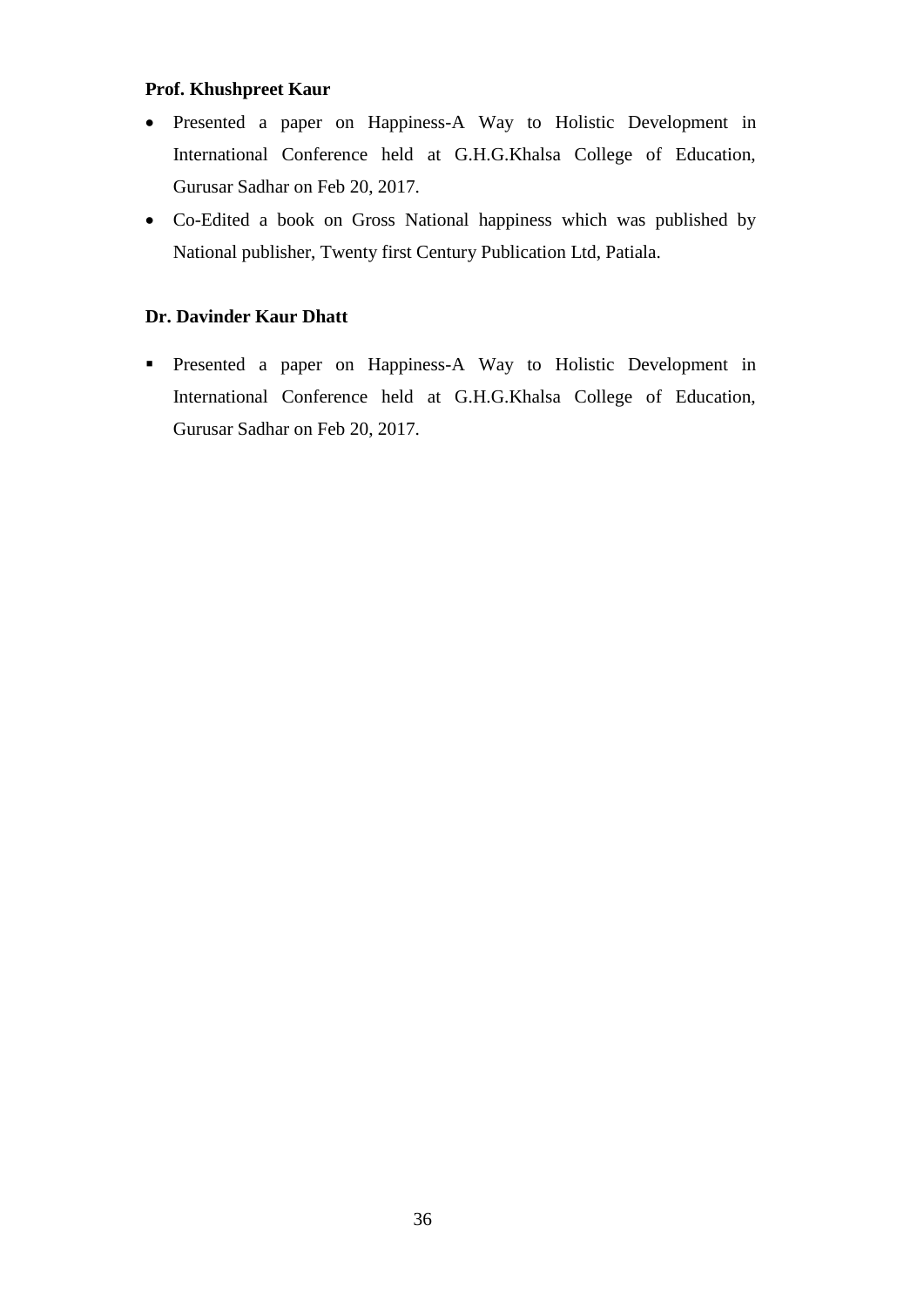**Prof. Khushpreet Kaur**

- Presented a paper on Happiness-A Way to Holistic Development in International Conference held at G.H.G.Khalsa College of Education, Gurusar Sadhar on Feb 20, 2017.
- Co-Edited a book on Gross National happiness which was published by National publisher, Twenty first Century Publication Ltd, Patiala.

**Dr. Davinder Kaur Dhatt**

- Presented a paper on Happiness-A Way to Holistic Development in International Conference held at G.H.G.Khalsa College of Education, Gurusar Sadhar on Feb 20, 2017.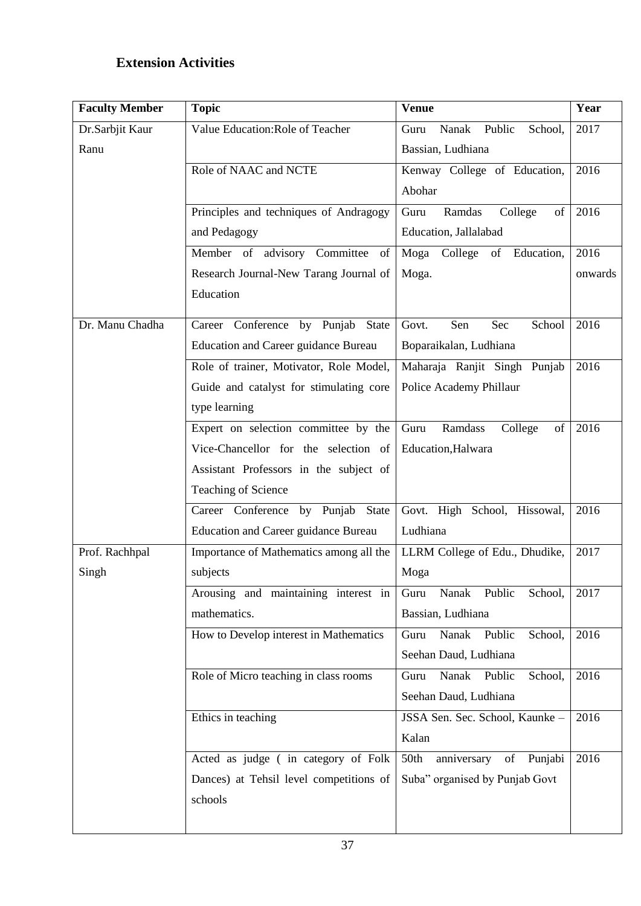## Extension Activities

| Faculty Member | Topic | Venue | Year |
|---|---|---|---|
| Dr.Sarbjit Kaur Ranu | Value Education:Role of Teacher | Guru Nanak Public School, Bassian, Ludhiana | 2017 |
| | Role of NAAC and NCTE | Kenway College of Education, Abohar | 2016 |
| | Principles and techniques of Andragogy and Pedagogy | Guru Ramdas College of Education, Jallalabad | 2016 |
| | Member of advisory Committee of Research Journal-New Tarang Journal of Education | Moga College of Education, Moga. | 2016 onwards |
| Dr. Manu Chadha | Career Conference by Punjab State Education and Career guidance Bureau | Govt. Sen Sec School Boparaikalan, Ludhiana | 2016 |
| | Role of trainer, Motivator, Role Model, Guide and catalyst for stimulating core type learning | Maharaja Ranjit Singh Punjab Police Academy Phillaur | 2016 |
| | Expert on selection committee by the Vice-Chancellor for the selection of Assistant Professors in the subject of Teaching of Science | Guru Ramdass College of Education,Halwara | 2016 |
| | Career Conference by Punjab State Education and Career guidance Bureau | Govt. High School, Hissowal, Ludhiana | 2016 |
| Prof. Rachhpal Singh | Importance of Mathematics among all the subjects | LLRM College of Edu., Dhudike, Moga | 2017 |
| | Arousing and maintaining interest in mathematics. | Guru Nanak Public School, Bassian, Ludhiana | 2017 |
| | How to Develop interest in Mathematics | Guru Nanak Public School, Seehan Daud, Ludhiana | 2016 |
| | Role of Micro teaching in class rooms | Guru Nanak Public School, Seehan Daud, Ludhiana | 2016 |
| | Ethics in teaching | JSSA Sen. Sec. School, Kaunke – Kalan | 2016 |
| | Acted as judge ( in category of Folk Dances) at Tehsil level competitions of schools | 50th anniversary of Punjabi Suba" organised by Punjab Govt | 2016 |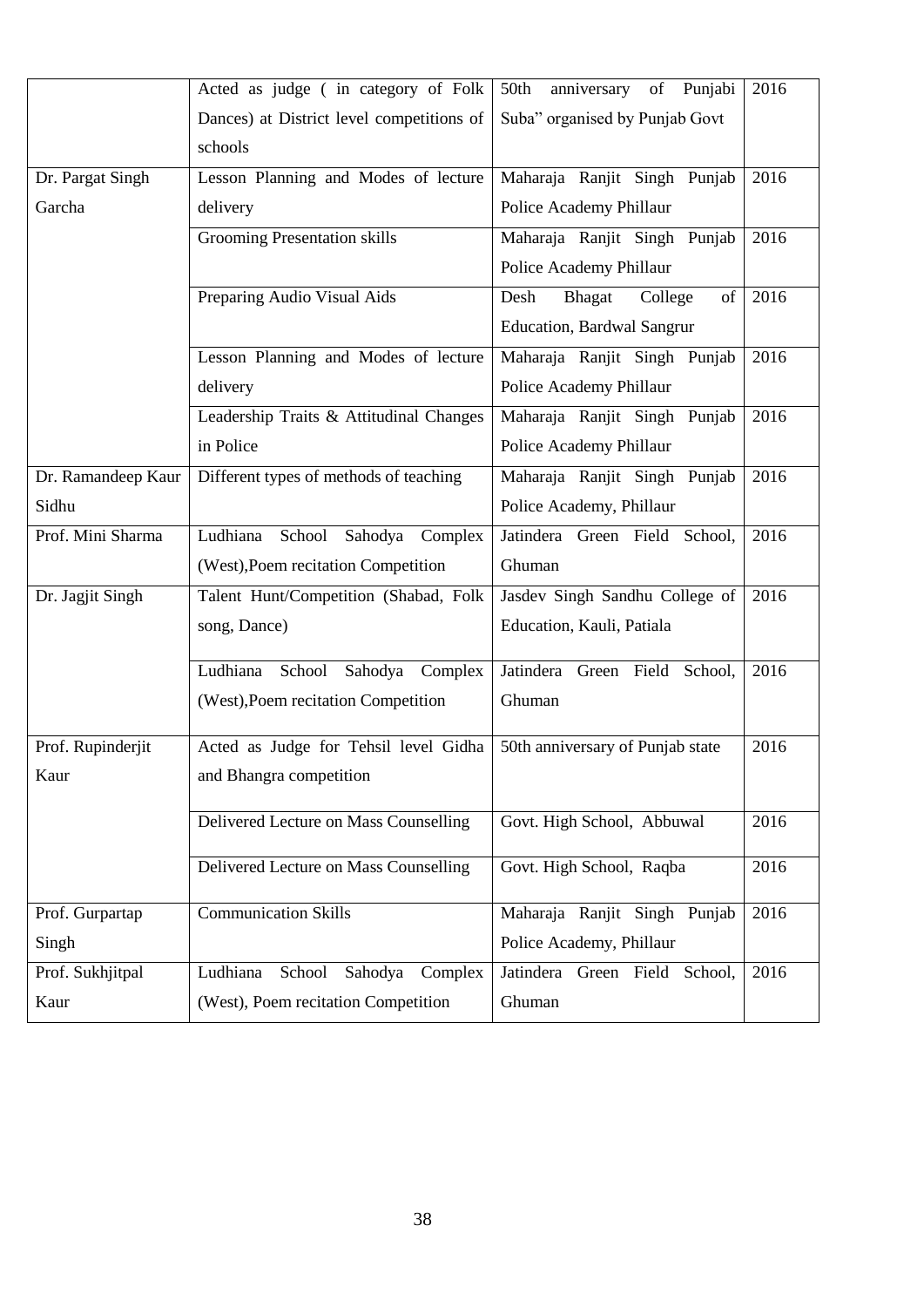| | | | |
|---|---|---|---|
| | Acted as judge ( in category of Folk Dances) at District level competitions of schools | 50th anniversary of Punjabi Suba" organised by Punjab Govt | 2016 |
| Dr. Pargat Singh Garcha | Lesson Planning and Modes of lecture delivery | Maharaja Ranjit Singh Punjab Police Academy Phillaur | 2016 |
| | Grooming Presentation skills | Maharaja Ranjit Singh Punjab Police Academy Phillaur | 2016 |
| | Preparing Audio Visual Aids | Desh Bhagat College of Education, Bardwal Sangrur | 2016 |
| | Lesson Planning and Modes of lecture delivery | Maharaja Ranjit Singh Punjab Police Academy Phillaur | 2016 |
| | Leadership Traits & Attitudinal Changes in Police | Maharaja Ranjit Singh Punjab Police Academy Phillaur | 2016 |
| Dr. Ramandeep Kaur Sidhu | Different types of methods of teaching | Maharaja Ranjit Singh Punjab Police Academy, Phillaur | 2016 |
| Prof. Mini Sharma | Ludhiana School Sahodya Complex (West),Poem recitation Competition | Jatindera Green Field School, Ghuman | 2016 |
| Dr. Jagjit Singh | Talent Hunt/Competition (Shabad, Folk song, Dance) | Jasdev Singh Sandhu College of Education, Kauli, Patiala | 2016 |
| | Ludhiana School Sahodya Complex (West),Poem recitation Competition | Jatindera Green Field School, Ghuman | 2016 |
| Prof. Rupinderjit Kaur | Acted as Judge for Tehsil level Gidha and Bhangra competition | 50th anniversary of Punjab state | 2016 |
| | Delivered Lecture on Mass Counselling | Govt. High School, Abbuwal | 2016 |
| | Delivered Lecture on Mass Counselling | Govt. High School, Raqba | 2016 |
| Prof. Gurpartap Singh | Communication Skills | Maharaja Ranjit Singh Punjab Police Academy, Phillaur | 2016 |
| Prof. Sukhjitpal Kaur | Ludhiana School Sahodya Complex (West), Poem recitation Competition | Jatindera Green Field School, Ghuman | 2016 |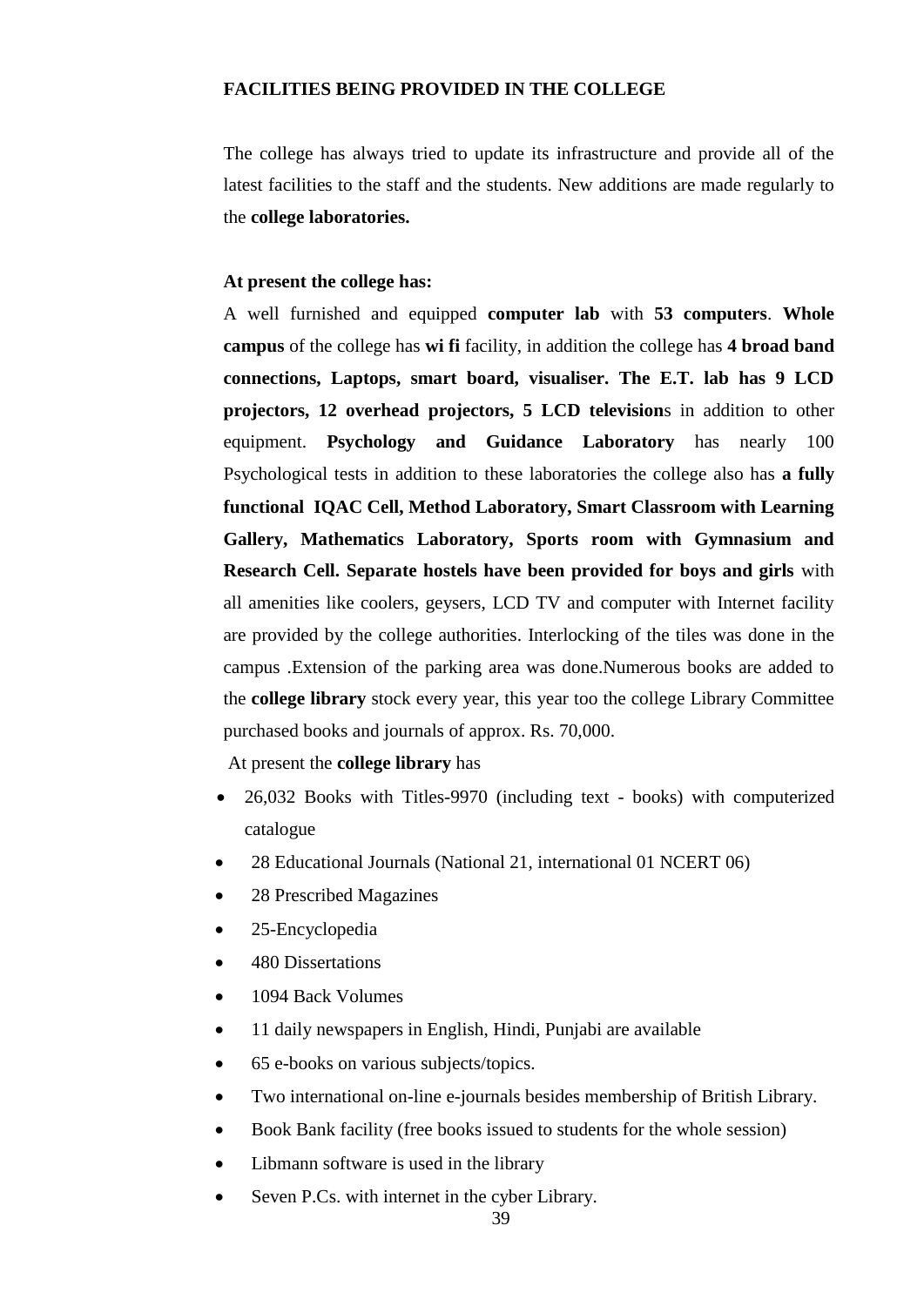**FACILITIES BEING PROVIDED IN THE COLLEGE**

The college has always tried to update its infrastructure and provide all of the latest facilities to the staff and the students. New additions are made regularly to the **college laboratories.**

**At present the college has:**

A well furnished and equipped **computer lab** with **53 computers**. **Whole campus** of the college has **wi fi** facility, in addition the college has **4 broad band connections, Laptops, smart board, visualiser. The E.T. lab has 9 LCD projectors, 12 overhead projectors, 5 LCD television**s in addition to other equipment. **Psychology and Guidance Laboratory** has nearly 100 Psychological tests in addition to these laboratories the college also has **a fully functional IQAC Cell, Method Laboratory, Smart Classroom with Learning Gallery, Mathematics Laboratory, Sports room with Gymnasium and Research Cell. Separate hostels have been provided for boys and girls** with all amenities like coolers, geysers, LCD TV and computer with Internet facility are provided by the college authorities. Interlocking of the tiles was done in the campus .Extension of the parking area was done.Numerous books are added to the **college library** stock every year, this year too the college Library Committee purchased books and journals of approx. Rs. 70,000.

At present the **college library** has

- 26,032 Books with Titles-9970 (including text - books) with computerized catalogue
- 28 Educational Journals (National 21, international 01 NCERT 06)
- 28 Prescribed Magazines
- 25-Encyclopedia
- 480 Dissertations
- 1094 Back Volumes
- 11 daily newspapers in English, Hindi, Punjabi are available
- 65 e-books on various subjects/topics.
- Two international on-line e-journals besides membership of British Library.
- Book Bank facility (free books issued to students for the whole session)
- Libmann software is used in the library
- Seven P.Cs. with internet in the cyber Library.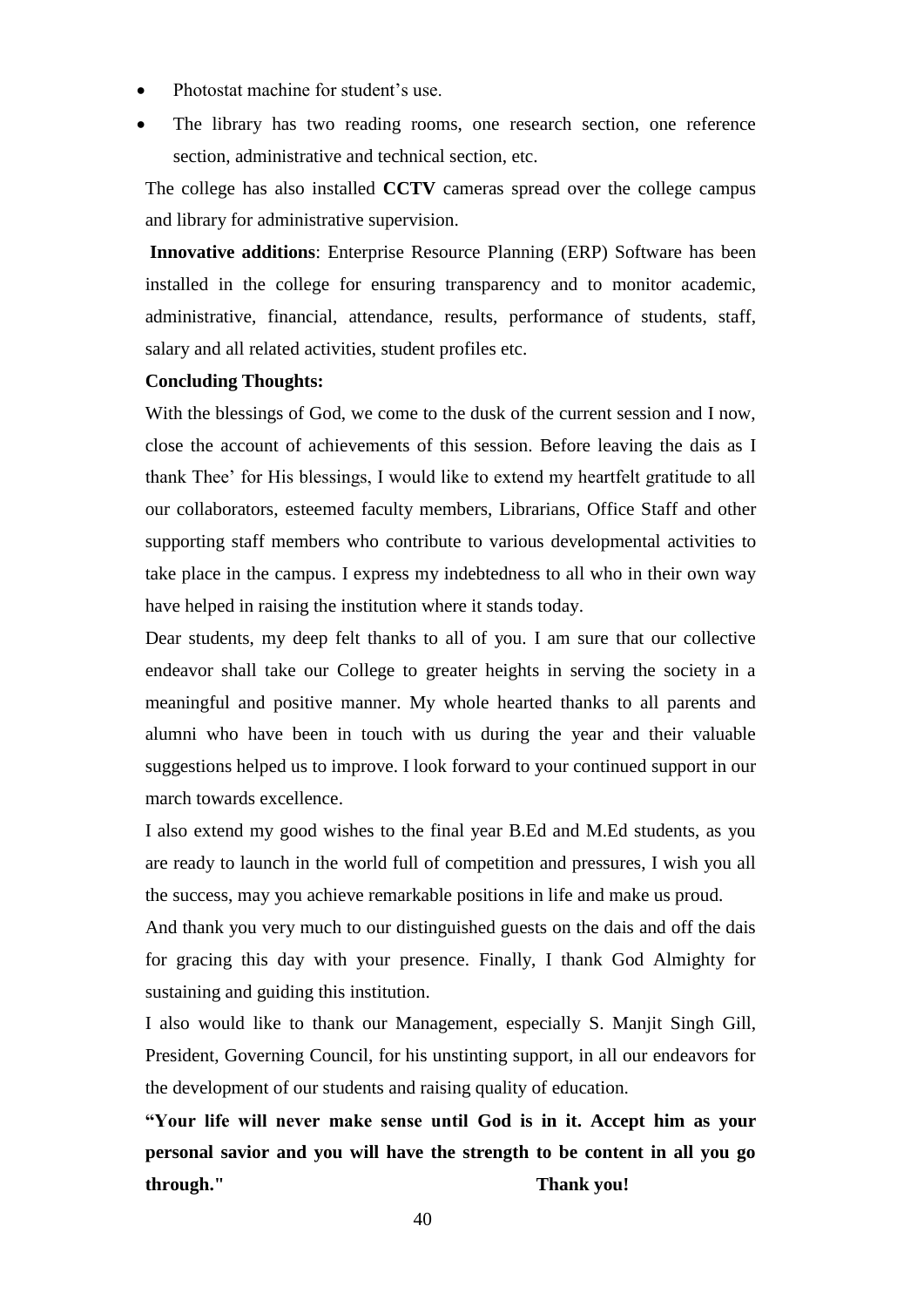- Photostat machine for student's use.
- The library has two reading rooms, one research section, one reference section, administrative and technical section, etc.

The college has also installed **CCTV** cameras spread over the college campus and library for administrative supervision.

**Innovative additions**: Enterprise Resource Planning (ERP) Software has been installed in the college for ensuring transparency and to monitor academic, administrative, financial, attendance, results, performance of students, staff, salary and all related activities, student profiles etc.

**Concluding Thoughts:**

With the blessings of God, we come to the dusk of the current session and I now, close the account of achievements of this session. Before leaving the dais as I thank Thee' for His blessings, I would like to extend my heartfelt gratitude to all our collaborators, esteemed faculty members, Librarians, Office Staff and other supporting staff members who contribute to various developmental activities to take place in the campus. I express my indebtedness to all who in their own way have helped in raising the institution where it stands today.

Dear students, my deep felt thanks to all of you. I am sure that our collective endeavor shall take our College to greater heights in serving the society in a meaningful and positive manner. My whole hearted thanks to all parents and alumni who have been in touch with us during the year and their valuable suggestions helped us to improve. I look forward to your continued support in our march towards excellence.

I also extend my good wishes to the final year B.Ed and M.Ed students, as you are ready to launch in the world full of competition and pressures, I wish you all the success, may you achieve remarkable positions in life and make us proud.

And thank you very much to our distinguished guests on the dais and off the dais for gracing this day with your presence. Finally, I thank God Almighty for sustaining and guiding this institution.

I also would like to thank our Management, especially S. Manjit Singh Gill, President, Governing Council, for his unstinting support, in all our endeavors for the development of our students and raising quality of education.

**"Your life will never make sense until God is in it. Accept him as your personal savior and you will have the strength to be content in all you go through."**

**Thank you!**